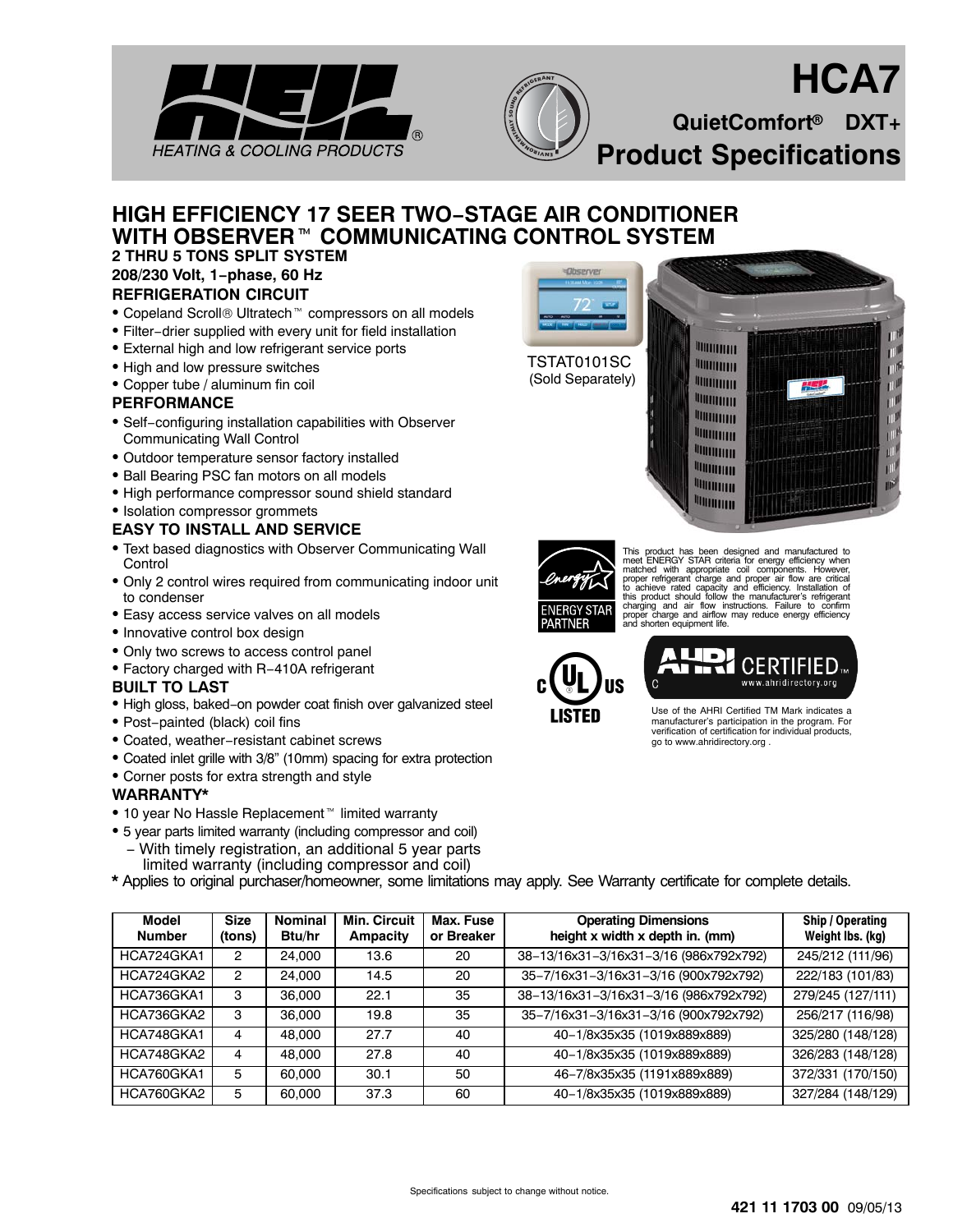# HCA7

## QuietComfort® DXT+
## Product Specifications

## HIGH EFFICIENCY 17 SEER TWO–STAGE AIR CONDITIONER WITH OBSERVER™ COMMUNICATING CONTROL SYSTEM

**2 THRU 5 TONS SPLIT SYSTEM**

**208/230 Volt, 1–phase, 60 Hz**

### REFRIGERATION CIRCUIT

- Copeland Scroll® Ultratech™ compressors on all models
- Filter–drier supplied with every unit for field installation
- External high and low refrigerant service ports
- High and low pressure switches
- Copper tube / aluminum fin coil

### PERFORMANCE

- Self–configuring installation capabilities with Observer Communicating Wall Control
- Outdoor temperature sensor factory installed
- Ball Bearing PSC fan motors on all models
- High performance compressor sound shield standard
- Isolation compressor grommets

### EASY TO INSTALL AND SERVICE

- Text based diagnostics with Observer Communicating Wall Control
- Only 2 control wires required from communicating indoor unit to condenser
- Easy access service valves on all models
- Innovative control box design
- Only two screws to access control panel
- Factory charged with R–410A refrigerant

### BUILT TO LAST

- High gloss, baked–on powder coat finish over galvanized steel
- Post–painted (black) coil fins
- Coated, weather–resistant cabinet screws
- Coated inlet grille with 3/8" (10mm) spacing for extra protection
- Corner posts for extra strength and style

### WARRANTY*

- 10 year No Hassle Replacement™ limited warranty
- 5 year parts limited warranty (including compressor and coil)
  - With timely registration, an additional 5 year parts limited warranty (including compressor and coil)

**\*** Applies to original purchaser/homeowner, some limitations may apply. See Warranty certificate for complete details.

TSTAT0101SC
(Sold Separately)

This product has been designed and manufactured to meet ENERGY STAR criteria for energy efficiency when matched with appropriate coil components. However, proper refrigerant charge and proper air flow are critical to achieve rated capacity and efficiency. Installation of this product should follow the manufacturer's refrigerant charging and air flow instructions. Failure to confirm proper charge and airflow may reduce energy efficiency and shorten equipment life.

Use of the AHRI Certified TM Mark indicates a manufacturer's participation in the program. For verification of certification for individual products, go to www.ahridirectory.org .

| Model Number | Size (tons) | Nominal Btu/hr | Min. Circuit Ampacity | Max. Fuse or Breaker | Operating Dimensions height x width x depth in. (mm) | Ship / Operating Weight lbs. (kg) |
|---|---|---|---|---|---|---|
| HCA724GKA1 | 2 | 24,000 | 13.6 | 20 | 38–13/16x31–3/16x31–3/16 (986x792x792) | 245/212 (111/96) |
| HCA724GKA2 | 2 | 24,000 | 14.5 | 20 | 35–7/16x31–3/16x31–3/16 (900x792x792) | 222/183 (101/83) |
| HCA736GKA1 | 3 | 36,000 | 22.1 | 35 | 38–13/16x31–3/16x31–3/16 (986x792x792) | 279/245 (127/111) |
| HCA736GKA2 | 3 | 36,000 | 19.8 | 35 | 35–7/16x31–3/16x31–3/16 (900x792x792) | 256/217 (116/98) |
| HCA748GKA1 | 4 | 48,000 | 27.7 | 40 | 40–1/8x35x35 (1019x889x889) | 325/280 (148/128) |
| HCA748GKA2 | 4 | 48,000 | 27.8 | 40 | 40–1/8x35x35 (1019x889x889) | 326/283 (148/128) |
| HCA760GKA1 | 5 | 60,000 | 30.1 | 50 | 46–7/8x35x35 (1191x889x889) | 372/331 (170/150) |
| HCA760GKA2 | 5 | 60,000 | 37.3 | 60 | 40–1/8x35x35 (1019x889x889) | 327/284 (148/129) |

Specifications subject to change without notice.

**421 11 1703 00** 09/05/13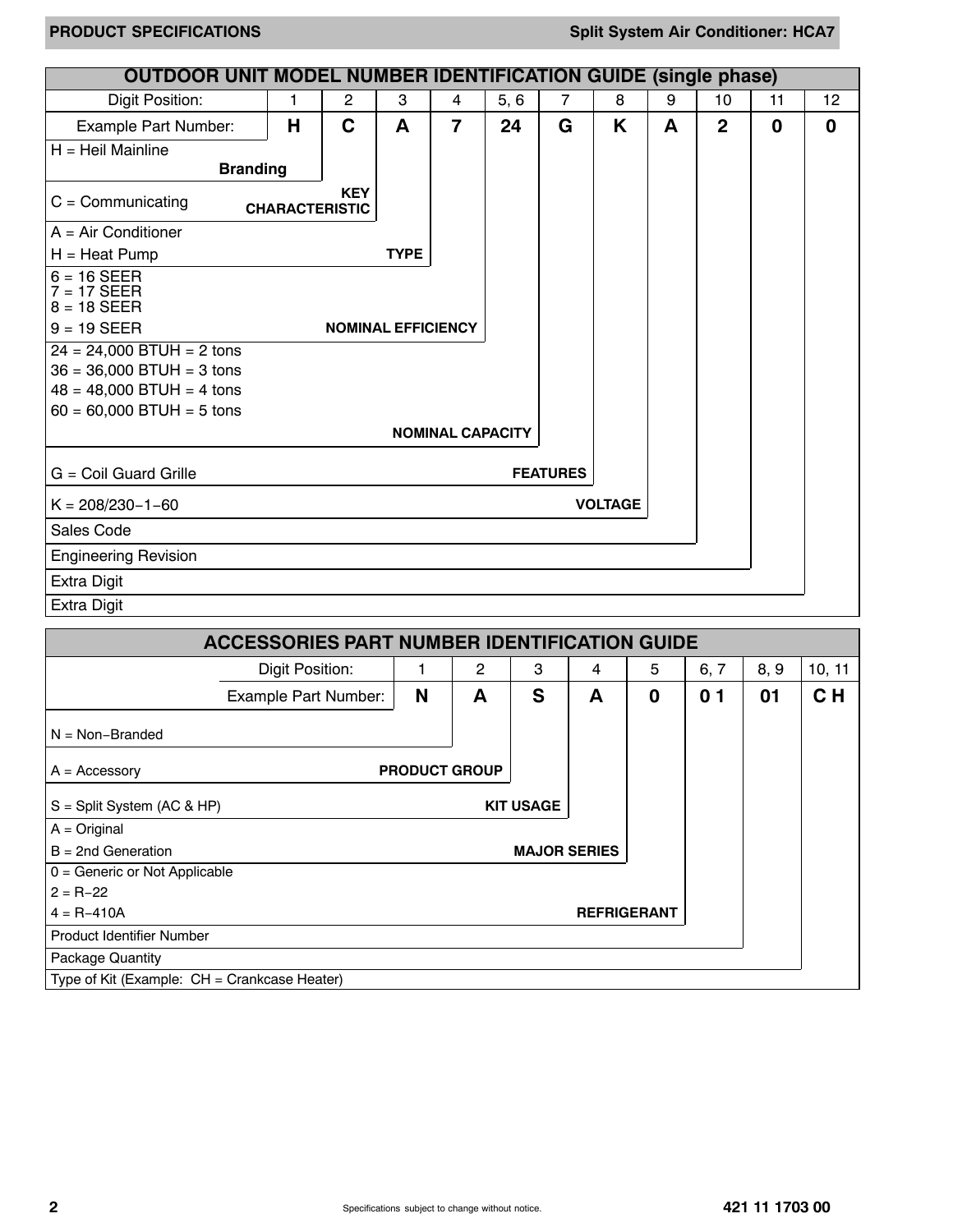## OUTDOOR UNIT MODEL NUMBER IDENTIFICATION GUIDE (single phase)

| Digit Position: | 1 | 2 | 3 | 4 | 5, 6 | 7 | 8 | 9 | 10 | 11 | 12 |
|---|---|---|---|---|---|---|---|---|---|---|---|
| Example Part Number: | **H** | **C** | **A** | **7** | **24** | **G** | **K** | **A** | **2** | **0** | **0** |

- **Branding** (Digit 1): H = Heil Mainline
- **KEY CHARACTERISTIC** (Digit 2): C = Communicating
- **TYPE** (Digit 3):
  - A = Air Conditioner
  - H = Heat Pump
- **NOMINAL EFFICIENCY** (Digit 4):
  - 6 = 16 SEER
  - 7 = 17 SEER
  - 8 = 18 SEER
  - 9 = 19 SEER
- **NOMINAL CAPACITY** (Digits 5, 6):
  - 24 = 24,000 BTUH = 2 tons
  - 36 = 36,000 BTUH = 3 tons
  - 48 = 48,000 BTUH = 4 tons
  - 60 = 60,000 BTUH = 5 tons
- **FEATURES** (Digit 7): G = Coil Guard Grille
- **VOLTAGE** (Digit 8): K = 208/230−1−60
- Sales Code (Digit 9)
- Engineering Revision (Digit 10)
- Extra Digit (Digit 11)
- Extra Digit (Digit 12)

## ACCESSORIES PART NUMBER IDENTIFICATION GUIDE

| Digit Position: | 1 | 2 | 3 | 4 | 5 | 6, 7 | 8, 9 | 10, 11 |
|---|---|---|---|---|---|---|---|---|
| Example Part Number: | **N** | **A** | **S** | **A** | **0** | **0 1** | **01** | **C H** |

- Digit 1: N = Non−Branded
- **PRODUCT GROUP** (Digit 2): A = Accessory
- **KIT USAGE** (Digit 3): S = Split System (AC & HP)
- **MAJOR SERIES** (Digit 4):
  - A = Original
  - B = 2nd Generation
- **REFRIGERANT** (Digit 5):
  - 0 = Generic or Not Applicable
  - 2 = R−22
  - 4 = R−410A
- Product Identifier Number (Digits 6, 7)
- Package Quantity (Digits 8, 9)
- Type of Kit (Example: CH = Crankcase Heater) (Digits 10, 11)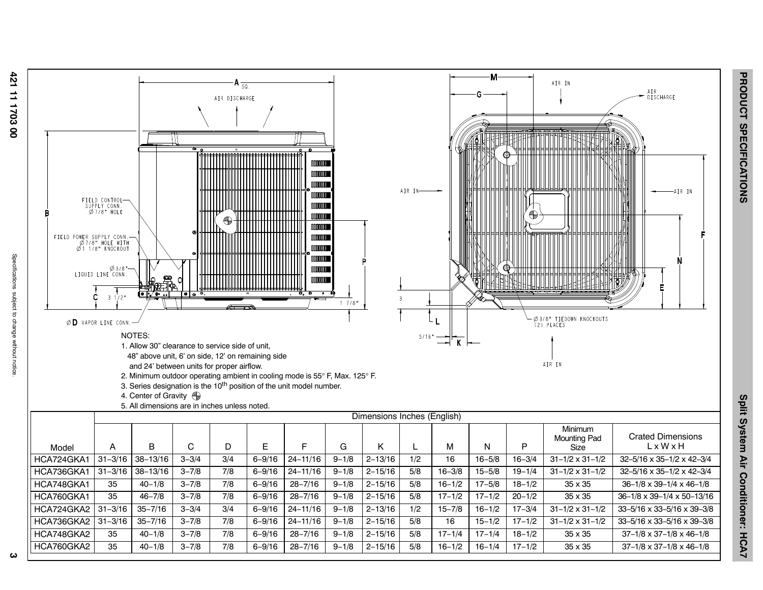A SQ.

AIR DISCHARGE

FIELD CONTROL SUPPLY CONN. Ø 7/8" HOLE

FIELD POWER SUPPLY CONN. Ø 7/8" HOLE WITH Ø 1 1/8" KNOCKOUT

Ø 3/8" LIQUID LINE CONN.

B

C 3 1/2"

Ø D VAPOR LINE CONN.

P

1 7/8"

M

G

AIR IN

AIR DISCHARGE

AIR IN

AIR IN

F

N

E

3

L

5/16"

K

Ø 3/8" TIEDOWN KNOCKOUTS (2) PLACES

AIR IN

NOTES:

1. Allow 30" clearance to service side of unit, 48" above unit, 6' on side, 12' on remaining side and 24' between units for proper airflow.
2. Minimum outdoor operating ambient in cooling mode is 55° F, Max. 125° F.
3. Series designation is the 10th position of the unit model number.
4. Center of Gravity
5. All dimensions are in inches unless noted.

| Model | Dimensions Inches (English) | | | | | | | | | | | | | |
|---|---|---|---|---|---|---|---|---|---|---|---|---|---|---|
| | A | B | C | D | E | F | G | K | L | M | N | P | Minimum Mounting Pad Size | Crated Dimensions L x W x H |
| HCA724GKA1 | 31–3/16 | 38–13/16 | 3–3/4 | 3/4 | 6–9/16 | 24–11/16 | 9–1/8 | 2–13/16 | 1/2 | 16 | 16–5/8 | 16–3/4 | 31–1/2 x 31–1/2 | 32–5/16 x 35–1/2 x 42–3/4 |
| HCA736GKA1 | 31–3/16 | 38–13/16 | 3–7/8 | 7/8 | 6–9/16 | 24–11/16 | 9–1/8 | 2–15/16 | 5/8 | 16–3/8 | 15–5/8 | 19–1/4 | 31–1/2 x 31–1/2 | 32–5/16 x 35–1/2 x 42–3/4 |
| HCA748GKA1 | 35 | 40–1/8 | 3–7/8 | 7/8 | 6–9/16 | 28–7/16 | 9–1/8 | 2–15/16 | 5/8 | 16–1/2 | 17–5/8 | 18–1/2 | 35 x 35 | 36–1/8 x 39–1/4 x 46–1/8 |
| HCA760GKA1 | 35 | 46–7/8 | 3–7/8 | 7/8 | 6–9/16 | 28–7/16 | 9–1/8 | 2–15/16 | 5/8 | 17–1/2 | 17–1/2 | 20–1/2 | 35 x 35 | 36–1/8 x 39–1/4 x 50–13/16 |
| HCA724GKA2 | 31–3/16 | 35–7/16 | 3–3/4 | 3/4 | 6–9/16 | 24–11/16 | 9–1/8 | 2–13/16 | 1/2 | 15–7/8 | 16–1/2 | 17–3/4 | 31–1/2 x 31–1/2 | 33–5/16 x 33–5/16 x 39–3/8 |
| HCA736GKA2 | 31–3/16 | 35–7/16 | 3–7/8 | 7/8 | 6–9/16 | 24–11/16 | 9–1/8 | 2–15/16 | 5/8 | 16 | 15–1/2 | 17–1/2 | 31–1/2 x 31–1/2 | 33–5/16 x 33–5/16 x 39–3/8 |
| HCA748GKA2 | 35 | 40–1/8 | 3–7/8 | 7/8 | 6–9/16 | 28–7/16 | 9–1/8 | 2–15/16 | 5/8 | 17–1/4 | 17–1/4 | 18–1/2 | 35 x 35 | 37–1/8 x 37–1/8 x 46–1/8 |
| HCA760GKA2 | 35 | 40–1/8 | 3–7/8 | 7/8 | 6–9/16 | 28–7/16 | 9–1/8 | 2–15/16 | 5/8 | 16–1/2 | 16–1/4 | 17–1/2 | 35 x 35 | 37–1/8 x 37–1/8 x 46–1/8 |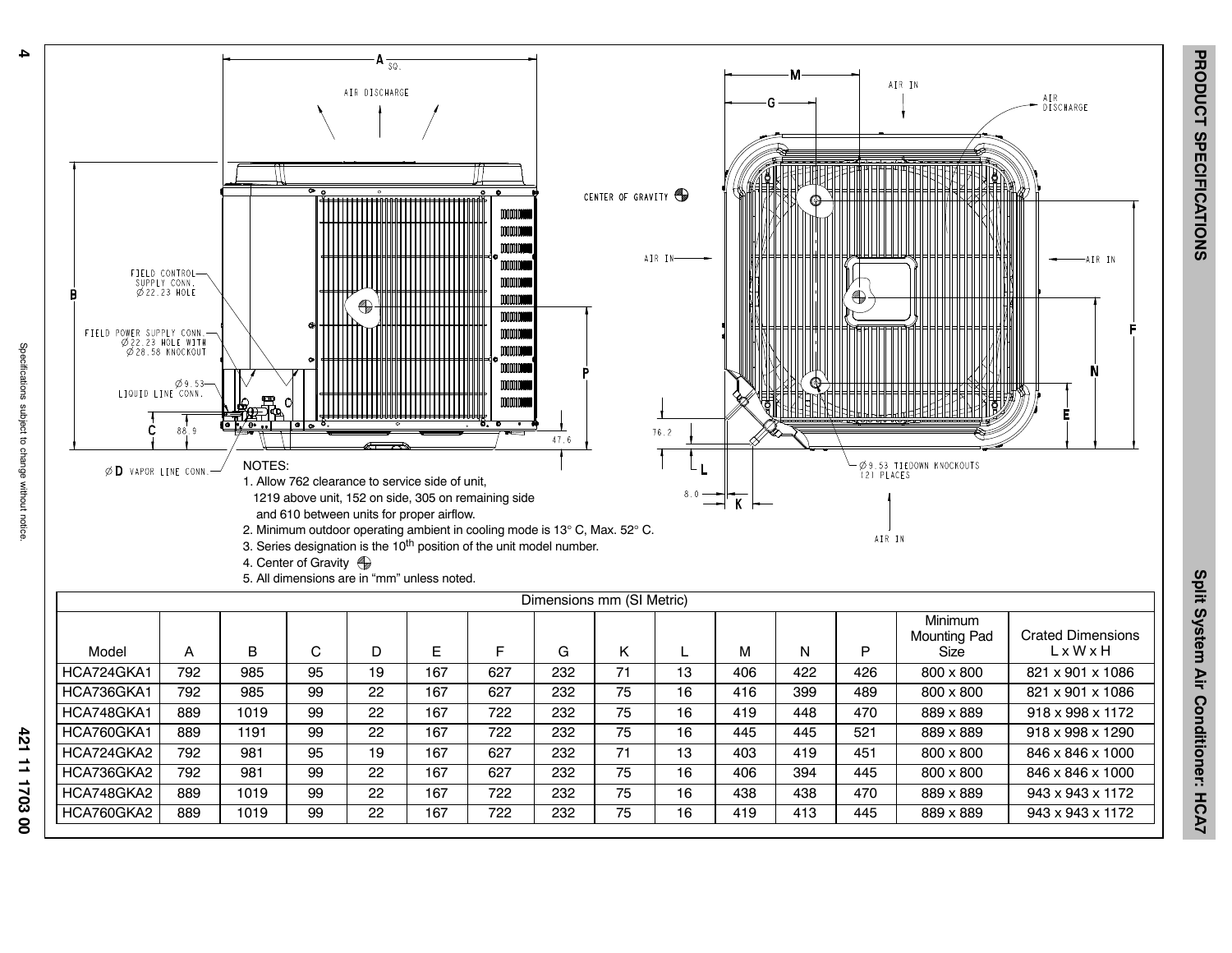NOTES:

1. Allow 762 clearance to service side of unit, 1219 above unit, 152 on side, 305 on remaining side and 610 between units for proper airflow.
2. Minimum outdoor operating ambient in cooling mode is 13° C, Max. 52° C.
3. Series designation is the 10th position of the unit model number.
4. Center of Gravity
5. All dimensions are in "mm" unless noted.

| Dimensions mm (SI Metric) | | | | | | | | | | | | | | |
|---|---|---|---|---|---|---|---|---|---|---|---|---|---|---|
| Model | A | B | C | D | E | F | G | K | L | M | N | P | Minimum Mounting Pad Size | Crated Dimensions L x W x H |
| HCA724GKA1 | 792 | 985 | 95 | 19 | 167 | 627 | 232 | 71 | 13 | 406 | 422 | 426 | 800 x 800 | 821 x 901 x 1086 |
| HCA736GKA1 | 792 | 985 | 99 | 22 | 167 | 627 | 232 | 75 | 16 | 416 | 399 | 489 | 800 x 800 | 821 x 901 x 1086 |
| HCA748GKA1 | 889 | 1019 | 99 | 22 | 167 | 722 | 232 | 75 | 16 | 419 | 448 | 470 | 889 x 889 | 918 x 998 x 1172 |
| HCA760GKA1 | 889 | 1191 | 99 | 22 | 167 | 722 | 232 | 75 | 16 | 445 | 445 | 521 | 889 x 889 | 918 x 998 x 1290 |
| HCA724GKA2 | 792 | 981 | 95 | 19 | 167 | 627 | 232 | 71 | 13 | 403 | 419 | 451 | 800 x 800 | 846 x 846 x 1000 |
| HCA736GKA2 | 792 | 981 | 99 | 22 | 167 | 627 | 232 | 75 | 16 | 406 | 394 | 445 | 800 x 800 | 846 x 846 x 1000 |
| HCA748GKA2 | 889 | 1019 | 99 | 22 | 167 | 722 | 232 | 75 | 16 | 438 | 438 | 470 | 889 x 889 | 943 x 943 x 1172 |
| HCA760GKA2 | 889 | 1019 | 99 | 22 | 167 | 722 | 232 | 75 | 16 | 419 | 413 | 445 | 889 x 889 | 943 x 943 x 1172 |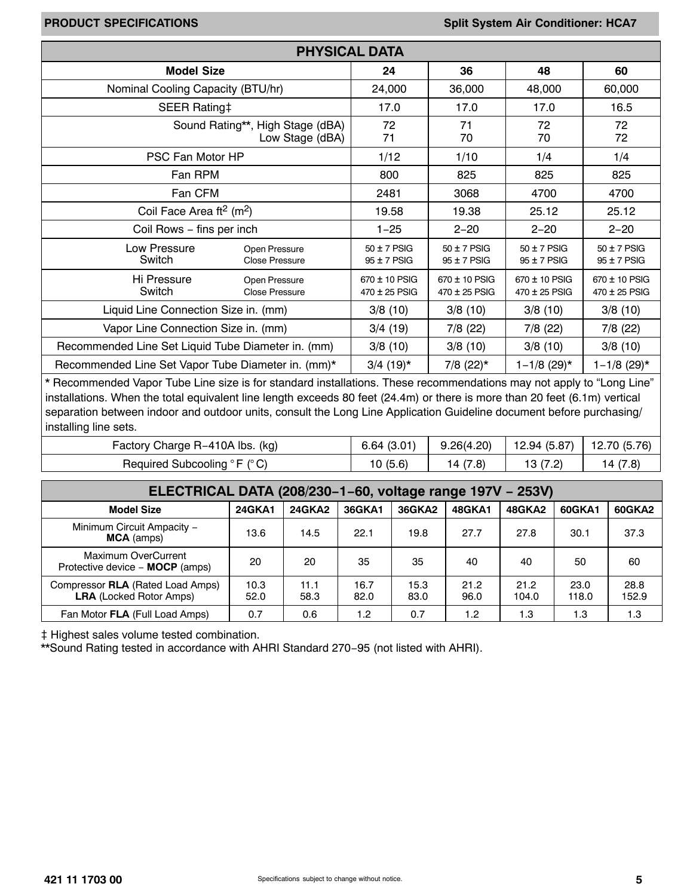## PHYSICAL DATA

| Model Size | 24 | 36 | 48 | 60 |
|---|---|---|---|---|
| Nominal Cooling Capacity (BTU/hr) | 24,000 | 36,000 | 48,000 | 60,000 |
| SEER Rating‡ | 17.0 | 17.0 | 17.0 | 16.5 |
| Sound Rating**, High Stage (dBA) | 72 | 71 | 72 | 72 |
| Low Stage (dBA) | 71 | 70 | 70 | 72 |
| PSC Fan Motor HP | 1/12 | 1/10 | 1/4 | 1/4 |
| Fan RPM | 800 | 825 | 825 | 825 |
| Fan CFM | 2481 | 3068 | 4700 | 4700 |
| Coil Face Area $ft^2$ ($m^2$) | 19.58 | 19.38 | 25.12 | 25.12 |
| Coil Rows − fins per inch | 1−25 | 2−20 | 2−20 | 2−20 |
| Low Pressure Switch — Open Pressure | 50 ± 7 PSIG | 50 ± 7 PSIG | 50 ± 7 PSIG | 50 ± 7 PSIG |
| Low Pressure Switch — Close Pressure | 95 ± 7 PSIG | 95 ± 7 PSIG | 95 ± 7 PSIG | 95 ± 7 PSIG |
| Hi Pressure Switch — Open Pressure | 670 ± 10 PSIG | 670 ± 10 PSIG | 670 ± 10 PSIG | 670 ± 10 PSIG |
| Hi Pressure Switch — Close Pressure | 470 ± 25 PSIG | 470 ± 25 PSIG | 470 ± 25 PSIG | 470 ± 25 PSIG |
| Liquid Line Connection Size in. (mm) | 3/8 (10) | 3/8 (10) | 3/8 (10) | 3/8 (10) |
| Vapor Line Connection Size in. (mm) | 3/4 (19) | 7/8 (22) | 7/8 (22) | 7/8 (22) |
| Recommended Line Set Liquid Tube Diameter in. (mm) | 3/8 (10) | 3/8 (10) | 3/8 (10) | 3/8 (10) |
| Recommended Line Set Vapor Tube Diameter in. (mm)* | 3/4 (19)* | 7/8 (22)* | 1−1/8 (29)* | 1−1/8 (29)* |
| Factory Charge R−410A lbs. (kg) | 6.64 (3.01) | 9.26(4.20) | 12.94 (5.87) | 12.70 (5.76) |
| Required Subcooling °F (°C) | 10 (5.6) | 14 (7.8) | 13 (7.2) | 14 (7.8) |

* Recommended Vapor Tube Line size is for standard installations. These recommendations may not apply to "Long Line" installations. When the total equivalent line length exceeds 80 feet (24.4m) or there is more than 20 feet (6.1m) vertical separation between indoor and outdoor units, consult the Long Line Application Guideline document before purchasing/installing line sets.

## ELECTRICAL DATA (208/230−1−60, voltage range 197V − 253V)

| Model Size | 24GKA1 | 24GKA2 | 36GKA1 | 36GKA2 | 48GKA1 | 48GKA2 | 60GKA1 | 60GKA2 |
|---|---|---|---|---|---|---|---|---|
| Minimum Circuit Ampacity − **MCA** (amps) | 13.6 | 14.5 | 22.1 | 19.8 | 27.7 | 27.8 | 30.1 | 37.3 |
| Maximum OverCurrent Protective device − **MOCP** (amps) | 20 | 20 | 35 | 35 | 40 | 40 | 50 | 60 |
| Compressor **RLA** (Rated Load Amps) | 10.3 | 11.1 | 16.7 | 15.3 | 21.2 | 21.2 | 23.0 | 28.8 |
| **LRA** (Locked Rotor Amps) | 52.0 | 58.3 | 82.0 | 83.0 | 96.0 | 104.0 | 118.0 | 152.9 |
| Fan Motor **FLA** (Full Load Amps) | 0.7 | 0.6 | 1.2 | 0.7 | 1.2 | 1.3 | 1.3 | 1.3 |

‡ Highest sales volume tested combination.
**Sound Rating tested in accordance with AHRI Standard 270−95 (not listed with AHRI).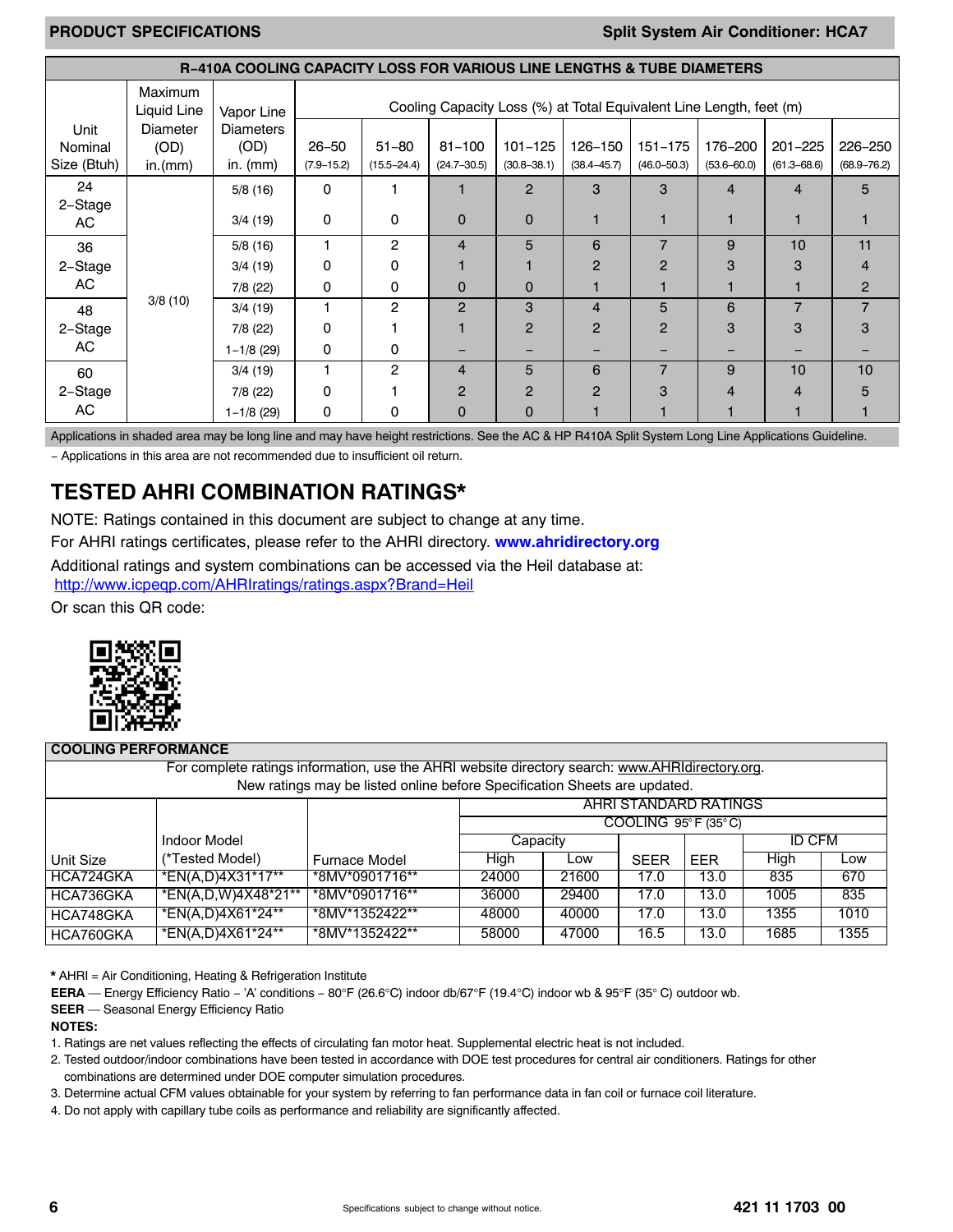## R–410A COOLING CAPACITY LOSS FOR VARIOUS LINE LENGTHS & TUBE DIAMETERS

| Unit Nominal Size (Btuh) | Maximum Liquid Line Diameter (OD) in.(mm) | Vapor Line Diameters (OD) in. (mm) | Cooling Capacity Loss (%) at Total Equivalent Line Length, feet (m) | | | | | | | | |
|---|---|---|---|---|---|---|---|---|---|---|---|
| | | | 26–50 (7.9–15.2) | 51–80 (15.5–24.4) | 81–100 (24.7–30.5) | 101–125 (30.8–38.1) | 126–150 (38.4–45.7) | 151–175 (46.0–50.3) | 176–200 (53.6–60.0) | 201–225 (61.3–68.6) | 226–250 (68.9–76.2) |
| 24 2–Stage AC | 3/8 (10) | 5/8 (16) | 0 | 1 | 1 | 2 | 3 | 3 | 4 | 4 | 5 |
| | | 3/4 (19) | 0 | 0 | 0 | 0 | 1 | 1 | 1 | 1 | 1 |
| 36 2–Stage AC | | 5/8 (16) | 1 | 2 | 4 | 5 | 6 | 7 | 9 | 10 | 11 |
| | | 3/4 (19) | 0 | 0 | 1 | 1 | 2 | 2 | 3 | 3 | 4 |
| | | 7/8 (22) | 0 | 0 | 0 | 0 | 1 | 1 | 1 | 1 | 2 |
| 48 2–Stage AC | | 3/4 (19) | 1 | 2 | 2 | 3 | 4 | 5 | 6 | 7 | 7 |
| | | 7/8 (22) | 0 | 1 | 1 | 2 | 2 | 2 | 3 | 3 | 3 |
| | | 1–1/8 (29) | 0 | 0 | – | – | – | – | – | – | – |
| 60 2–Stage AC | | 3/4 (19) | 1 | 2 | 4 | 5 | 6 | 7 | 9 | 10 | 10 |
| | | 7/8 (22) | 0 | 1 | 2 | 2 | 2 | 3 | 4 | 4 | 5 |
| | | 1–1/8 (29) | 0 | 0 | 0 | 0 | 1 | 1 | 1 | 1 | 1 |

Applications in shaded area may be long line and may have height restrictions. See the AC & HP R410A Split System Long Line Applications Guideline.

– Applications in this area are not recommended due to insufficient oil return.

# TESTED AHRI COMBINATION RATINGS*

NOTE: Ratings contained in this document are subject to change at any time.

For AHRI ratings certificates, please refer to the AHRI directory. **www.ahridirectory.org**

Additional ratings and system combinations can be accessed via the Heil database at:
http://www.icpeqp.com/AHRIratings/ratings.aspx?Brand=Heil

Or scan this QR code:

## COOLING PERFORMANCE

For complete ratings information, use the AHRI website directory search: www.AHRIdirectory.org.
New ratings may be listed online before Specification Sheets are updated.

| Unit Size | Indoor Model (*Tested Model) | Furnace Model | AHRI STANDARD RATINGS COOLING 95°F (35°C) | | | | | |
|---|---|---|---|---|---|---|---|---|
| | | | Capacity | | SEER | EER | ID CFM | |
| | | | High | Low | | | High | Low |
| HCA724GKA | *EN(A,D)4X31*17** | *8MV*0901716** | 24000 | 21600 | 17.0 | 13.0 | 835 | 670 |
| HCA736GKA | *EN(A,D,W)4X48*21** | *8MV*0901716** | 36000 | 29400 | 17.0 | 13.0 | 1005 | 835 |
| HCA748GKA | *EN(A,D)4X61*24** | *8MV*1352422** | 48000 | 40000 | 17.0 | 13.0 | 1355 | 1010 |
| HCA760GKA | *EN(A,D)4X61*24** | *8MV*1352422** | 58000 | 47000 | 16.5 | 13.0 | 1685 | 1355 |

**\*** AHRI = Air Conditioning, Heating & Refrigeration Institute

**EERA** — Energy Efficiency Ratio – 'A' conditions – 80°F (26.6°C) indoor db/67°F (19.4°C) indoor wb & 95°F (35° C) outdoor wb.

**SEER** — Seasonal Energy Efficiency Ratio

**NOTES:**

1. Ratings are net values reflecting the effects of circulating fan motor heat. Supplemental electric heat is not included.
2. Tested outdoor/indoor combinations have been tested in accordance with DOE test procedures for central air conditioners. Ratings for other combinations are determined under DOE computer simulation procedures.
3. Determine actual CFM values obtainable for your system by referring to fan performance data in fan coil or furnace coil literature.
4. Do not apply with capillary tube coils as performance and reliability are significantly affected.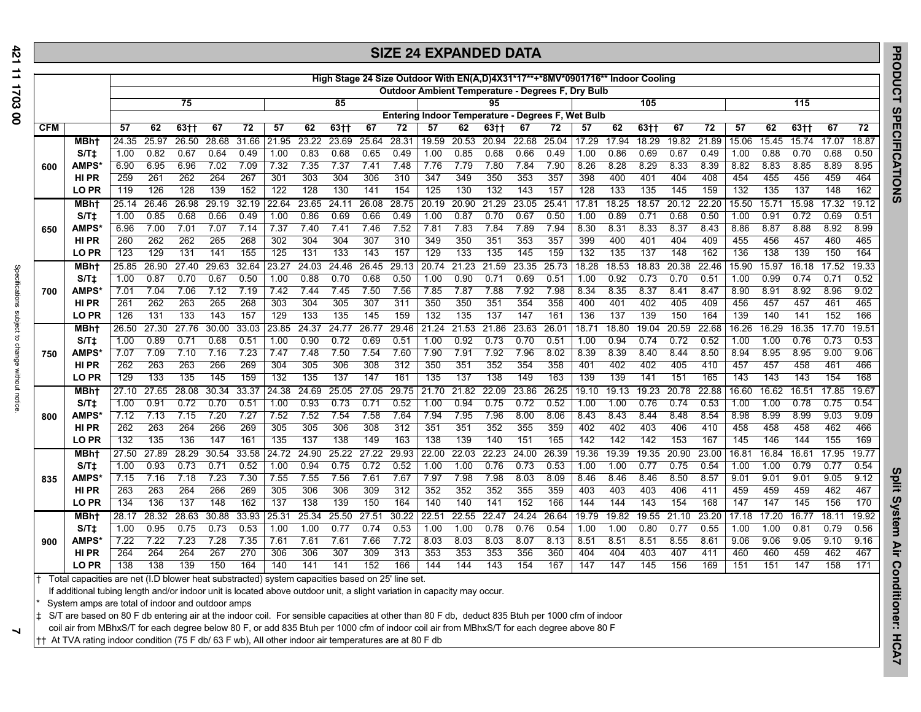## SIZE 24 EXPANDED DATA

| | | High Stage 24 Size Outdoor With EN(A,D)4X31*17**+*8MV*0901716** Indoor Cooling | | | | | | | | | | | | | | | | | | | | | | | | |
|---|---|---|---|---|---|---|---|---|---|---|---|---|---|---|---|---|---|---|---|---|---|---|---|---|---|---|
| | | Outdoor Ambient Temperature - Degrees F, Dry Bulb | | | | | | | | | | | | | | | | | | | | | | | | |
| | | 75 | | | | | 85 | | | | | 95 | | | | | 105 | | | | | 115 | | | | |
| | | Entering Indoor Temperature - Degrees F, Wet Bulb | | | | | | | | | | | | | | | | | | | | | | | | |
| CFM | | 57 | 62 | 63†† | 67 | 72 | 57 | 62 | 63†† | 67 | 72 | 57 | 62 | 63†† | 67 | 72 | 57 | 62 | 63†† | 67 | 72 | 57 | 62 | 63†† | 67 | 72 |
| 600 | MBh† | 24.35 | 25.97 | 26.50 | 28.68 | 31.66 | 21.95 | 23.22 | 23.69 | 25.64 | 28.31 | 19.59 | 20.53 | 20.94 | 22.68 | 25.04 | 17.29 | 17.94 | 18.29 | 19.82 | 21.89 | 15.06 | 15.45 | 15.74 | 17.07 | 18.87 |
| | S/T‡ | 1.00 | 0.82 | 0.67 | 0.64 | 0.49 | 1.00 | 0.83 | 0.68 | 0.65 | 0.49 | 1.00 | 0.85 | 0.68 | 0.66 | 0.49 | 1.00 | 0.86 | 0.69 | 0.67 | 0.49 | 1.00 | 0.88 | 0.70 | 0.68 | 0.50 |
| | AMPS* | 6.90 | 6.95 | 6.96 | 7.02 | 7.09 | 7.32 | 7.35 | 7.37 | 7.41 | 7.48 | 7.76 | 7.79 | 7.80 | 7.84 | 7.90 | 8.26 | 8.28 | 8.29 | 8.33 | 8.39 | 8.82 | 8.83 | 8.85 | 8.89 | 8.95 |
| | HI PR | 259 | 261 | 262 | 264 | 267 | 301 | 303 | 304 | 306 | 310 | 347 | 349 | 350 | 353 | 357 | 398 | 400 | 401 | 404 | 408 | 454 | 455 | 456 | 459 | 464 |
| | LO PR | 119 | 126 | 128 | 139 | 152 | 122 | 128 | 130 | 141 | 154 | 125 | 130 | 132 | 143 | 157 | 128 | 133 | 135 | 145 | 159 | 132 | 135 | 137 | 148 | 162 |
| 650 | MBh† | 25.14 | 26.46 | 26.98 | 29.19 | 32.19 | 22.64 | 23.65 | 24.11 | 26.08 | 28.75 | 20.19 | 20.90 | 21.29 | 23.05 | 25.41 | 17.81 | 18.25 | 18.57 | 20.12 | 22.20 | 15.50 | 15.71 | 15.98 | 17.32 | 19.12 |
| | S/T‡ | 1.00 | 0.85 | 0.68 | 0.66 | 0.49 | 1.00 | 0.86 | 0.69 | 0.66 | 0.49 | 1.00 | 0.87 | 0.70 | 0.67 | 0.50 | 1.00 | 0.89 | 0.71 | 0.68 | 0.50 | 1.00 | 0.91 | 0.72 | 0.69 | 0.51 |
| | AMPS* | 6.96 | 7.00 | 7.01 | 7.07 | 7.14 | 7.37 | 7.40 | 7.41 | 7.46 | 7.52 | 7.81 | 7.83 | 7.84 | 7.89 | 7.94 | 8.30 | 8.31 | 8.33 | 8.37 | 8.43 | 8.86 | 8.87 | 8.88 | 8.92 | 8.99 |
| | HI PR | 260 | 262 | 262 | 265 | 268 | 302 | 304 | 304 | 307 | 310 | 349 | 350 | 351 | 353 | 357 | 399 | 400 | 401 | 404 | 409 | 455 | 456 | 457 | 460 | 465 |
| | LO PR | 123 | 129 | 131 | 141 | 155 | 125 | 131 | 133 | 143 | 157 | 129 | 133 | 135 | 145 | 159 | 132 | 135 | 137 | 148 | 162 | 136 | 138 | 139 | 150 | 164 |
| 700 | MBh† | 25.85 | 26.90 | 27.40 | 29.63 | 32.64 | 23.27 | 24.03 | 24.46 | 26.45 | 29.13 | 20.74 | 21.23 | 21.59 | 23.35 | 25.73 | 18.28 | 18.53 | 18.83 | 20.38 | 22.46 | 15.90 | 15.97 | 16.18 | 17.52 | 19.33 |
| | S/T‡ | 1.00 | 0.87 | 0.70 | 0.67 | 0.50 | 1.00 | 0.88 | 0.70 | 0.68 | 0.50 | 1.00 | 0.90 | 0.71 | 0.69 | 0.51 | 1.00 | 0.92 | 0.73 | 0.70 | 0.51 | 1.00 | 0.99 | 0.74 | 0.71 | 0.52 |
| | AMPS* | 7.01 | 7.04 | 7.06 | 7.12 | 7.19 | 7.42 | 7.44 | 7.45 | 7.50 | 7.56 | 7.85 | 7.87 | 7.88 | 7.92 | 7.98 | 8.34 | 8.35 | 8.37 | 8.41 | 8.47 | 8.90 | 8.91 | 8.92 | 8.96 | 9.02 |
| | HI PR | 261 | 262 | 263 | 265 | 268 | 303 | 304 | 305 | 307 | 311 | 350 | 350 | 351 | 354 | 358 | 400 | 401 | 402 | 405 | 409 | 456 | 457 | 457 | 461 | 465 |
| | LO PR | 126 | 131 | 133 | 143 | 157 | 129 | 133 | 135 | 145 | 159 | 132 | 135 | 137 | 147 | 161 | 136 | 137 | 139 | 150 | 164 | 139 | 140 | 141 | 152 | 166 |
| 750 | MBh† | 26.50 | 27.30 | 27.76 | 30.00 | 33.03 | 23.85 | 24.37 | 24.77 | 26.77 | 29.46 | 21.24 | 21.53 | 21.86 | 23.63 | 26.01 | 18.71 | 18.80 | 19.04 | 20.59 | 22.68 | 16.26 | 16.29 | 16.35 | 17.70 | 19.51 |
| | S/T‡ | 1.00 | 0.89 | 0.71 | 0.68 | 0.51 | 1.00 | 0.90 | 0.72 | 0.69 | 0.51 | 1.00 | 0.92 | 0.73 | 0.70 | 0.51 | 1.00 | 0.94 | 0.74 | 0.72 | 0.52 | 1.00 | 1.00 | 0.76 | 0.73 | 0.53 |
| | AMPS* | 7.07 | 7.09 | 7.10 | 7.16 | 7.23 | 7.47 | 7.48 | 7.50 | 7.54 | 7.60 | 7.90 | 7.91 | 7.92 | 7.96 | 8.02 | 8.39 | 8.39 | 8.40 | 8.44 | 8.50 | 8.94 | 8.95 | 8.95 | 9.00 | 9.06 |
| | HI PR | 262 | 263 | 263 | 266 | 269 | 304 | 305 | 306 | 308 | 312 | 350 | 351 | 352 | 354 | 358 | 401 | 402 | 402 | 405 | 410 | 457 | 457 | 458 | 461 | 466 |
| | LO PR | 129 | 133 | 135 | 145 | 159 | 132 | 135 | 137 | 147 | 161 | 135 | 137 | 138 | 149 | 163 | 139 | 139 | 141 | 151 | 165 | 143 | 143 | 143 | 154 | 168 |
| 800 | MBh† | 27.10 | 27.65 | 28.08 | 30.34 | 33.37 | 24.38 | 24.69 | 25.05 | 27.05 | 29.75 | 21.70 | 21.82 | 22.09 | 23.86 | 26.25 | 19.10 | 19.13 | 19.23 | 20.78 | 22.88 | 16.60 | 16.62 | 16.51 | 17.85 | 19.67 |
| | S/T‡ | 1.00 | 0.91 | 0.72 | 0.70 | 0.51 | 1.00 | 0.93 | 0.73 | 0.71 | 0.52 | 1.00 | 0.94 | 0.75 | 0.72 | 0.52 | 1.00 | 1.00 | 0.76 | 0.74 | 0.53 | 1.00 | 1.00 | 0.78 | 0.75 | 0.54 |
| | AMPS* | 7.12 | 7.13 | 7.15 | 7.20 | 7.27 | 7.52 | 7.52 | 7.54 | 7.58 | 7.64 | 7.94 | 7.95 | 7.96 | 8.00 | 8.06 | 8.43 | 8.43 | 8.44 | 8.48 | 8.54 | 8.98 | 8.99 | 8.99 | 9.03 | 9.09 |
| | HI PR | 262 | 263 | 264 | 266 | 269 | 305 | 305 | 306 | 308 | 312 | 351 | 351 | 352 | 355 | 359 | 402 | 402 | 403 | 406 | 410 | 458 | 458 | 458 | 462 | 466 |
| | LO PR | 132 | 135 | 136 | 147 | 161 | 135 | 137 | 138 | 149 | 163 | 138 | 139 | 140 | 151 | 165 | 142 | 142 | 142 | 153 | 167 | 145 | 146 | 144 | 155 | 169 |
| 835 | MBh† | 27.50 | 27.89 | 28.29 | 30.54 | 33.58 | 24.72 | 24.90 | 25.22 | 27.22 | 29.93 | 22.00 | 22.03 | 22.23 | 24.00 | 26.39 | 19.36 | 19.39 | 19.35 | 20.90 | 23.00 | 16.81 | 16.84 | 16.61 | 17.95 | 19.77 |
| | S/T‡ | 1.00 | 0.93 | 0.73 | 0.71 | 0.52 | 1.00 | 0.94 | 0.75 | 0.72 | 0.52 | 1.00 | 1.00 | 0.76 | 0.73 | 0.53 | 1.00 | 1.00 | 0.77 | 0.75 | 0.54 | 1.00 | 1.00 | 0.79 | 0.77 | 0.54 |
| | AMPS* | 7.15 | 7.16 | 7.18 | 7.23 | 7.30 | 7.55 | 7.55 | 7.56 | 7.61 | 7.67 | 7.97 | 7.98 | 7.98 | 8.03 | 8.09 | 8.46 | 8.46 | 8.46 | 8.50 | 8.57 | 9.01 | 9.01 | 9.01 | 9.05 | 9.12 |
| | HI PR | 263 | 263 | 264 | 266 | 269 | 305 | 306 | 306 | 309 | 312 | 352 | 352 | 352 | 355 | 359 | 403 | 403 | 403 | 406 | 411 | 459 | 459 | 459 | 462 | 467 |
| | LO PR | 134 | 136 | 137 | 148 | 162 | 137 | 138 | 139 | 150 | 164 | 140 | 140 | 141 | 152 | 166 | 144 | 144 | 143 | 154 | 168 | 147 | 147 | 145 | 156 | 170 |
| 900 | MBh† | 28.17 | 28.32 | 28.63 | 30.88 | 33.93 | 25.31 | 25.34 | 25.50 | 27.51 | 30.22 | 22.51 | 22.55 | 22.47 | 24.24 | 26.64 | 19.79 | 19.82 | 19.55 | 21.10 | 23.20 | 17.18 | 17.20 | 16.77 | 18.11 | 19.92 |
| | S/T‡ | 1.00 | 0.95 | 0.75 | 0.73 | 0.53 | 1.00 | 1.00 | 0.77 | 0.74 | 0.53 | 1.00 | 1.00 | 0.78 | 0.76 | 0.54 | 1.00 | 1.00 | 0.80 | 0.77 | 0.55 | 1.00 | 1.00 | 0.81 | 0.79 | 0.56 |
| | AMPS* | 7.22 | 7.22 | 7.23 | 7.28 | 7.35 | 7.61 | 7.61 | 7.61 | 7.66 | 7.72 | 8.03 | 8.03 | 8.03 | 8.07 | 8.13 | 8.51 | 8.51 | 8.51 | 8.55 | 8.61 | 9.06 | 9.06 | 9.05 | 9.10 | 9.16 |
| | HI PR | 264 | 264 | 264 | 267 | 270 | 306 | 306 | 307 | 309 | 313 | 353 | 353 | 353 | 356 | 360 | 404 | 404 | 403 | 407 | 411 | 460 | 460 | 459 | 462 | 467 |
| | LO PR | 138 | 138 | 139 | 150 | 164 | 140 | 141 | 141 | 152 | 166 | 144 | 144 | 143 | 154 | 167 | 147 | 147 | 145 | 156 | 169 | 151 | 151 | 147 | 158 | 171 |

† Total capacities are net (I.D blower heat substracted) system capacities based on 25' line set.
If additional tubing length and/or indoor unit is located above outdoor unit, a slight variation in capacity may occur.

\* System amps are total of indoor and outdoor amps

‡ S/T are based on 80 F db entering air at the indoor coil. For sensible capacities at other than 80 F db, deduct 835 Btuh per 1000 cfm of indoor coil air from MBhxS/T for each degree below 80 F, or add 835 Btuh per 1000 cfm of indoor coil air from MBhxS/T for each degree above 80 F

†† At TVA rating indoor condition (75 F db/ 63 F wb), All other indoor air temperatures are at 80 F db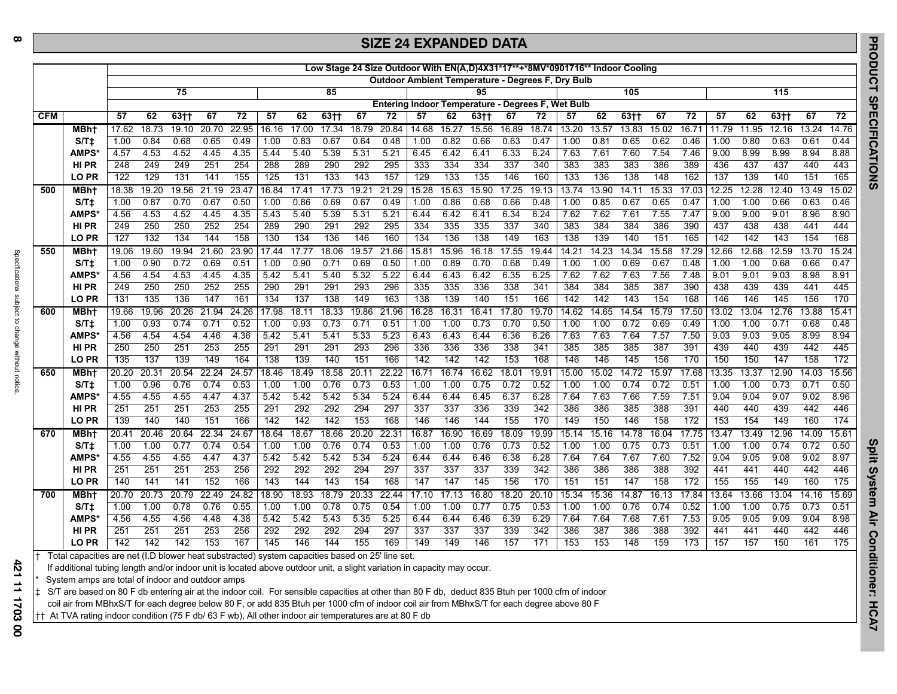## SIZE 24 EXPANDED DATA

| | | Low Stage 24 Size Outdoor With EN(A,D)4X31*17**+*8MV*0901716** Indoor Cooling | | | | | | | | | | | | | | | | | | | | | | | | |
|---|---|---|---|---|---|---|---|---|---|---|---|---|---|---|---|---|---|---|---|---|---|---|---|---|---|---|
| | | Outdoor Ambient Temperature - Degrees F, Dry Bulb | | | | | | | | | | | | | | | | | | | | | | | | |
| | | 75 | | | | | 85 | | | | | 95 | | | | | 105 | | | | | 115 | | | | |
| | | Entering Indoor Temperature - Degrees F, Wet Bulb | | | | | | | | | | | | | | | | | | | | | | | | |
| CFM | | 57 | 62 | 63†† | 67 | 72 | 57 | 62 | 63†† | 67 | 72 | 57 | 62 | 63†† | 67 | 72 | 57 | 62 | 63†† | 67 | 72 | 57 | 62 | 63†† | 67 | 72 |
| | MBh† | 17.62 | 18.73 | 19.10 | 20.70 | 22.95 | 16.16 | 17.00 | 17.34 | 18.79 | 20.84 | 14.68 | 15.27 | 15.56 | 16.89 | 18.74 | 13.20 | 13.57 | 13.83 | 15.02 | 16.71 | 11.79 | 11.95 | 12.16 | 13.24 | 14.76 |
| | S/T‡ | 1.00 | 0.84 | 0.68 | 0.65 | 0.49 | 1.00 | 0.83 | 0.67 | 0.64 | 0.48 | 1.00 | 0.82 | 0.66 | 0.63 | 0.47 | 1.00 | 0.81 | 0.65 | 0.62 | 0.46 | 1.00 | 0.80 | 0.63 | 0.61 | 0.44 |
| | AMPS* | 4.57 | 4.53 | 4.52 | 4.45 | 4.35 | 5.44 | 5.40 | 5.39 | 5.31 | 5.21 | 6.45 | 6.42 | 6.41 | 6.33 | 6.24 | 7.63 | 7.61 | 7.60 | 7.54 | 7.46 | 9.00 | 8.99 | 8.99 | 8.94 | 8.88 |
| | HI PR | 248 | 249 | 249 | 251 | 254 | 288 | 289 | 290 | 292 | 295 | 333 | 334 | 334 | 337 | 340 | 383 | 383 | 383 | 386 | 389 | 436 | 437 | 437 | 440 | 443 |
| | LO PR | 122 | 129 | 131 | 141 | 155 | 125 | 131 | 133 | 143 | 157 | 129 | 133 | 135 | 146 | 160 | 133 | 136 | 138 | 148 | 162 | 137 | 139 | 140 | 151 | 165 |
| 500 | MBh† | 18.38 | 19.20 | 19.56 | 21.19 | 23.47 | 16.84 | 17.41 | 17.73 | 19.21 | 21.29 | 15.28 | 15.63 | 15.90 | 17.25 | 19.13 | 13.74 | 13.90 | 14.11 | 15.33 | 17.03 | 12.25 | 12.28 | 12.40 | 13.49 | 15.02 |
| | S/T‡ | 1.00 | 0.87 | 0.70 | 0.67 | 0.50 | 1.00 | 0.86 | 0.69 | 0.67 | 0.49 | 1.00 | 0.86 | 0.68 | 0.66 | 0.48 | 1.00 | 0.85 | 0.67 | 0.65 | 0.47 | 1.00 | 1.00 | 0.66 | 0.63 | 0.46 |
| | AMPS* | 4.56 | 4.53 | 4.52 | 4.45 | 4.35 | 5.43 | 5.40 | 5.39 | 5.31 | 5.21 | 6.44 | 6.42 | 6.41 | 6.34 | 6.24 | 7.62 | 7.62 | 7.61 | 7.55 | 7.47 | 9.00 | 9.00 | 9.01 | 8.96 | 8.90 |
| | HI PR | 249 | 250 | 250 | 252 | 254 | 289 | 290 | 291 | 292 | 295 | 334 | 335 | 335 | 337 | 340 | 383 | 384 | 384 | 386 | 390 | 437 | 438 | 438 | 441 | 444 |
| | LO PR | 127 | 132 | 134 | 144 | 158 | 130 | 134 | 136 | 146 | 160 | 134 | 136 | 138 | 149 | 163 | 138 | 139 | 140 | 151 | 165 | 142 | 142 | 143 | 154 | 168 |
| 550 | MBh† | 19.06 | 19.60 | 19.94 | 21.60 | 23.90 | 17.44 | 17.77 | 18.06 | 19.57 | 21.66 | 15.81 | 15.96 | 16.18 | 17.55 | 19.44 | 14.21 | 14.23 | 14.34 | 15.58 | 17.29 | 12.66 | 12.68 | 12.59 | 13.70 | 15.24 |
| | S/T‡ | 1.00 | 0.90 | 0.72 | 0.69 | 0.51 | 1.00 | 0.90 | 0.71 | 0.69 | 0.50 | 1.00 | 0.89 | 0.70 | 0.68 | 0.49 | 1.00 | 1.00 | 0.69 | 0.67 | 0.48 | 1.00 | 1.00 | 0.68 | 0.66 | 0.47 |
| | AMPS* | 4.56 | 4.54 | 4.53 | 4.45 | 4.35 | 5.42 | 5.41 | 5.40 | 5.32 | 5.22 | 6.44 | 6.43 | 6.42 | 6.35 | 6.25 | 7.62 | 7.62 | 7.63 | 7.56 | 7.48 | 9.01 | 9.01 | 9.03 | 8.98 | 8.91 |
| | HI PR | 249 | 250 | 250 | 252 | 255 | 290 | 291 | 291 | 293 | 296 | 335 | 335 | 336 | 338 | 341 | 384 | 384 | 385 | 387 | 390 | 438 | 439 | 439 | 441 | 445 |
| | LO PR | 131 | 135 | 136 | 147 | 161 | 134 | 137 | 138 | 149 | 163 | 138 | 139 | 140 | 151 | 166 | 142 | 142 | 143 | 154 | 168 | 146 | 146 | 145 | 156 | 170 |
| 600 | MBh† | 19.66 | 19.96 | 20.26 | 21.94 | 24.26 | 17.98 | 18.11 | 18.33 | 19.86 | 21.96 | 16.28 | 16.31 | 16.41 | 17.80 | 19.70 | 14.62 | 14.65 | 14.54 | 15.79 | 17.50 | 13.02 | 13.04 | 12.76 | 13.88 | 15.41 |
| | S/T‡ | 1.00 | 0.93 | 0.74 | 0.71 | 0.52 | 1.00 | 0.93 | 0.73 | 0.71 | 0.51 | 1.00 | 1.00 | 0.73 | 0.70 | 0.50 | 1.00 | 1.00 | 0.72 | 0.69 | 0.49 | 1.00 | 1.00 | 0.71 | 0.68 | 0.48 |
| | AMPS* | 4.56 | 4.54 | 4.54 | 4.46 | 4.36 | 5.42 | 5.41 | 5.41 | 5.33 | 5.23 | 6.43 | 6.43 | 6.44 | 6.36 | 6.26 | 7.63 | 7.63 | 7.64 | 7.57 | 7.50 | 9.03 | 9.03 | 9.05 | 8.99 | 8.94 |
| | HI PR | 250 | 250 | 251 | 253 | 255 | 291 | 291 | 291 | 293 | 296 | 336 | 336 | 336 | 338 | 341 | 385 | 385 | 385 | 387 | 391 | 439 | 440 | 439 | 442 | 445 |
| | LO PR | 135 | 137 | 139 | 149 | 164 | 138 | 139 | 140 | 151 | 166 | 142 | 142 | 142 | 153 | 168 | 146 | 146 | 145 | 156 | 170 | 150 | 150 | 147 | 158 | 172 |
| 650 | MBh† | 20.20 | 20.31 | 20.54 | 22.24 | 24.57 | 18.46 | 18.49 | 18.58 | 20.11 | 22.22 | 16.71 | 16.74 | 16.62 | 18.01 | 19.91 | 15.00 | 15.02 | 14.72 | 15.97 | 17.68 | 13.35 | 13.37 | 12.90 | 14.03 | 15.56 |
| | S/T‡ | 1.00 | 0.96 | 0.76 | 0.74 | 0.53 | 1.00 | 1.00 | 0.76 | 0.73 | 0.53 | 1.00 | 1.00 | 0.75 | 0.72 | 0.52 | 1.00 | 1.00 | 0.74 | 0.72 | 0.51 | 1.00 | 1.00 | 0.73 | 0.71 | 0.50 |
| | AMPS* | 4.55 | 4.55 | 4.55 | 4.47 | 4.37 | 5.42 | 5.42 | 5.42 | 5.34 | 5.24 | 6.44 | 6.44 | 6.45 | 6.37 | 6.28 | 7.64 | 7.63 | 7.66 | 7.59 | 7.51 | 9.04 | 9.04 | 9.07 | 9.02 | 8.96 |
| | HI PR | 251 | 251 | 251 | 253 | 255 | 291 | 292 | 292 | 294 | 297 | 337 | 337 | 336 | 339 | 342 | 386 | 386 | 385 | 388 | 391 | 440 | 440 | 439 | 442 | 446 |
| | LO PR | 139 | 140 | 140 | 151 | 166 | 142 | 142 | 142 | 153 | 168 | 146 | 146 | 144 | 155 | 170 | 149 | 150 | 146 | 158 | 172 | 153 | 154 | 149 | 160 | 174 |
| 670 | MBh† | 20.41 | 20.46 | 20.64 | 22.34 | 24.67 | 18.64 | 18.67 | 18.66 | 20.20 | 22.31 | 16.87 | 16.90 | 16.69 | 18.09 | 19.99 | 15.14 | 15.16 | 14.78 | 16.04 | 17.75 | 13.47 | 13.49 | 12.96 | 14.09 | 15.61 |
| | S/T‡ | 1.00 | 1.00 | 0.77 | 0.74 | 0.54 | 1.00 | 1.00 | 0.76 | 0.74 | 0.53 | 1.00 | 1.00 | 0.76 | 0.73 | 0.52 | 1.00 | 1.00 | 0.75 | 0.73 | 0.51 | 1.00 | 1.00 | 0.74 | 0.72 | 0.50 |
| | AMPS* | 4.55 | 4.55 | 4.55 | 4.47 | 4.37 | 5.42 | 5.42 | 5.42 | 5.34 | 5.24 | 6.44 | 6.44 | 6.46 | 6.38 | 6.28 | 7.64 | 7.64 | 7.67 | 7.60 | 7.52 | 9.04 | 9.05 | 9.08 | 9.02 | 8.97 |
| | HI PR | 251 | 251 | 251 | 253 | 256 | 292 | 292 | 292 | 294 | 297 | 337 | 337 | 337 | 339 | 342 | 386 | 386 | 386 | 388 | 392 | 441 | 441 | 440 | 442 | 446 |
| | LO PR | 140 | 141 | 141 | 152 | 166 | 143 | 144 | 143 | 154 | 168 | 147 | 147 | 145 | 156 | 170 | 151 | 151 | 147 | 158 | 172 | 155 | 155 | 149 | 160 | 175 |
| 700 | MBh† | 20.70 | 20.73 | 20.79 | 22.49 | 24.82 | 18.90 | 18.93 | 18.79 | 20.33 | 22.44 | 17.10 | 17.13 | 16.80 | 18.20 | 20.10 | 15.34 | 15.36 | 14.87 | 16.13 | 17.84 | 13.64 | 13.66 | 13.04 | 14.16 | 15.69 |
| | S/T‡ | 1.00 | 1.00 | 0.78 | 0.76 | 0.55 | 1.00 | 1.00 | 0.78 | 0.75 | 0.54 | 1.00 | 1.00 | 0.77 | 0.75 | 0.53 | 1.00 | 1.00 | 0.76 | 0.74 | 0.52 | 1.00 | 1.00 | 0.75 | 0.73 | 0.51 |
| | AMPS* | 4.56 | 4.55 | 4.56 | 4.48 | 4.38 | 5.42 | 5.42 | 5.43 | 5.35 | 5.25 | 6.44 | 6.44 | 6.46 | 6.39 | 6.29 | 7.64 | 7.64 | 7.68 | 7.61 | 7.53 | 9.05 | 9.05 | 9.09 | 9.04 | 8.98 |
| | HI PR | 251 | 251 | 251 | 253 | 256 | 292 | 292 | 292 | 294 | 297 | 337 | 337 | 337 | 339 | 342 | 386 | 387 | 386 | 388 | 392 | 441 | 441 | 440 | 442 | 446 |
| | LO PR | 142 | 142 | 142 | 153 | 167 | 145 | 146 | 144 | 155 | 169 | 149 | 149 | 146 | 157 | 171 | 153 | 153 | 148 | 159 | 173 | 157 | 157 | 150 | 161 | 175 |

† Total capacities are net (I.D blower heat substracted) system capacities based on 25' line set.
If additional tubing length and/or indoor unit is located above outdoor unit, a slight variation in capacity may occur.

\* System amps are total of indoor and outdoor amps

‡ S/T are based on 80 F db entering air at the indoor coil. For sensible capacities at other than 80 F db, deduct 835 Btuh per 1000 cfm of indoor coil air from MBhxS/T for each degree below 80 F, or add 835 Btuh per 1000 cfm of indoor coil air from MBhxS/T for each degree above 80 F

†† At TVA rating indoor condition (75 F db/ 63 F wb), All other indoor air temperatures are at 80 F db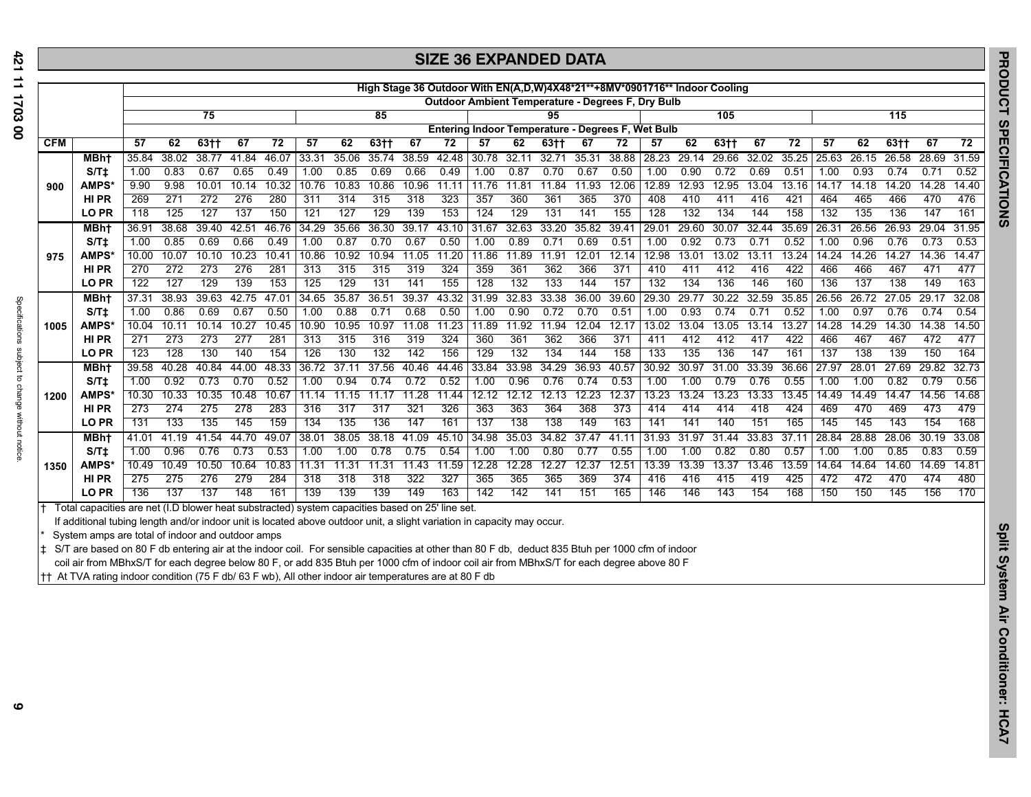## SIZE 36 EXPANDED DATA

| | | High Stage 36 Outdoor With EN(A,D,W)4X48*21**+8MV*0901716** Indoor Cooling | | | | | | | | | | | | | | | | | | | | | | | | |
|---|---|---|---|---|---|---|---|---|---|---|---|---|---|---|---|---|---|---|---|---|---|---|---|---|---|---|
| | | Outdoor Ambient Temperature - Degrees F, Dry Bulb | | | | | | | | | | | | | | | | | | | | | | | | |
| | | 75 | | | | | 85 | | | | | 95 | | | | | 105 | | | | | 115 | | | | |
| | | Entering Indoor Temperature - Degrees F, Wet Bulb | | | | | | | | | | | | | | | | | | | | | | | | |
| CFM | | 57 | 62 | 63†† | 67 | 72 | 57 | 62 | 63†† | 67 | 72 | 57 | 62 | 63†† | 67 | 72 | 57 | 62 | 63†† | 67 | 72 | 57 | 62 | 63†† | 67 | 72 |
| 900 | MBh† | 35.84 | 38.02 | 38.77 | 41.84 | 46.07 | 33.31 | 35.06 | 35.74 | 38.59 | 42.48 | 30.78 | 32.11 | 32.71 | 35.31 | 38.88 | 28.23 | 29.14 | 29.66 | 32.02 | 35.25 | 25.63 | 26.15 | 26.58 | 28.69 | 31.59 |
| | S/T‡ | 1.00 | 0.83 | 0.67 | 0.65 | 0.49 | 1.00 | 0.85 | 0.69 | 0.66 | 0.49 | 1.00 | 0.87 | 0.70 | 0.67 | 0.50 | 1.00 | 0.90 | 0.72 | 0.69 | 0.51 | 1.00 | 0.93 | 0.74 | 0.71 | 0.52 |
| | AMPS* | 9.90 | 9.98 | 10.01 | 10.14 | 10.32 | 10.76 | 10.83 | 10.86 | 10.96 | 11.11 | 11.76 | 11.81 | 11.84 | 11.93 | 12.06 | 12.89 | 12.93 | 12.95 | 13.04 | 13.16 | 14.17 | 14.18 | 14.20 | 14.28 | 14.40 |
| | HI PR | 269 | 271 | 272 | 276 | 280 | 311 | 314 | 315 | 318 | 323 | 357 | 360 | 361 | 365 | 370 | 408 | 410 | 411 | 416 | 421 | 464 | 465 | 466 | 470 | 476 |
| | LO PR | 118 | 125 | 127 | 137 | 150 | 121 | 127 | 129 | 139 | 153 | 124 | 129 | 131 | 141 | 155 | 128 | 132 | 134 | 144 | 158 | 132 | 135 | 136 | 147 | 161 |
| 975 | MBh† | 36.91 | 38.68 | 39.40 | 42.51 | 46.76 | 34.29 | 35.66 | 36.30 | 39.17 | 43.10 | 31.67 | 32.63 | 33.20 | 35.82 | 39.41 | 29.01 | 29.60 | 30.07 | 32.44 | 35.69 | 26.31 | 26.56 | 26.93 | 29.04 | 31.95 |
| | S/T‡ | 1.00 | 0.85 | 0.69 | 0.66 | 0.49 | 1.00 | 0.87 | 0.70 | 0.67 | 0.50 | 1.00 | 0.89 | 0.71 | 0.69 | 0.51 | 1.00 | 0.92 | 0.73 | 0.71 | 0.52 | 1.00 | 0.96 | 0.76 | 0.73 | 0.53 |
| | AMPS* | 10.00 | 10.07 | 10.10 | 10.23 | 10.41 | 10.86 | 10.92 | 10.94 | 11.05 | 11.20 | 11.86 | 11.89 | 11.91 | 12.01 | 12.14 | 12.98 | 13.01 | 13.02 | 13.11 | 13.24 | 14.24 | 14.26 | 14.27 | 14.36 | 14.47 |
| | HI PR | 270 | 272 | 273 | 276 | 281 | 313 | 315 | 315 | 319 | 324 | 359 | 361 | 362 | 366 | 371 | 410 | 411 | 412 | 416 | 422 | 466 | 466 | 467 | 471 | 477 |
| | LO PR | 122 | 127 | 129 | 139 | 153 | 125 | 129 | 131 | 141 | 155 | 128 | 132 | 133 | 144 | 157 | 132 | 134 | 136 | 146 | 160 | 136 | 137 | 138 | 149 | 163 |
| 1005 | MBh† | 37.31 | 38.93 | 39.63 | 42.75 | 47.01 | 34.65 | 35.87 | 36.51 | 39.37 | 43.32 | 31.99 | 32.83 | 33.38 | 36.00 | 39.60 | 29.30 | 29.77 | 30.22 | 32.59 | 35.85 | 26.56 | 26.72 | 27.05 | 29.17 | 32.08 |
| | S/T‡ | 1.00 | 0.86 | 0.69 | 0.67 | 0.50 | 1.00 | 0.88 | 0.71 | 0.68 | 0.50 | 1.00 | 0.90 | 0.72 | 0.70 | 0.51 | 1.00 | 0.93 | 0.74 | 0.71 | 0.52 | 1.00 | 0.97 | 0.76 | 0.74 | 0.54 |
| | AMPS* | 10.04 | 10.11 | 10.14 | 10.27 | 10.45 | 10.90 | 10.95 | 10.97 | 11.08 | 11.23 | 11.89 | 11.92 | 11.94 | 12.04 | 12.17 | 13.02 | 13.04 | 13.05 | 13.14 | 13.27 | 14.28 | 14.29 | 14.30 | 14.38 | 14.50 |
| | HI PR | 271 | 273 | 273 | 277 | 281 | 313 | 315 | 316 | 319 | 324 | 360 | 361 | 362 | 366 | 371 | 411 | 412 | 412 | 417 | 422 | 466 | 467 | 467 | 472 | 477 |
| | LO PR | 123 | 128 | 130 | 140 | 154 | 126 | 130 | 132 | 142 | 156 | 129 | 132 | 134 | 144 | 158 | 133 | 135 | 136 | 147 | 161 | 137 | 138 | 139 | 150 | 164 |
| 1200 | MBh† | 39.58 | 40.28 | 40.84 | 44.00 | 48.33 | 36.72 | 37.11 | 37.56 | 40.46 | 44.46 | 33.84 | 33.98 | 34.29 | 36.93 | 40.57 | 30.92 | 30.97 | 31.00 | 33.39 | 36.66 | 27.97 | 28.01 | 27.69 | 29.82 | 32.73 |
| | S/T‡ | 1.00 | 0.92 | 0.73 | 0.70 | 0.52 | 1.00 | 0.94 | 0.74 | 0.72 | 0.52 | 1.00 | 0.96 | 0.76 | 0.74 | 0.53 | 1.00 | 1.00 | 0.79 | 0.76 | 0.55 | 1.00 | 1.00 | 0.82 | 0.79 | 0.56 |
| | AMPS* | 10.30 | 10.33 | 10.35 | 10.48 | 10.67 | 11.14 | 11.15 | 11.17 | 11.28 | 11.44 | 12.12 | 12.12 | 12.13 | 12.23 | 12.37 | 13.23 | 13.24 | 13.23 | 13.33 | 13.45 | 14.49 | 14.49 | 14.47 | 14.56 | 14.68 |
| | HI PR | 273 | 274 | 275 | 278 | 283 | 316 | 317 | 317 | 321 | 326 | 363 | 363 | 364 | 368 | 373 | 414 | 414 | 414 | 418 | 424 | 469 | 470 | 469 | 473 | 479 |
| | LO PR | 131 | 133 | 135 | 145 | 159 | 134 | 135 | 136 | 147 | 161 | 137 | 138 | 138 | 149 | 163 | 141 | 141 | 140 | 151 | 165 | 145 | 145 | 143 | 154 | 168 |
| 1350 | MBh† | 41.01 | 41.19 | 41.54 | 44.70 | 49.07 | 38.01 | 38.05 | 38.18 | 41.09 | 45.10 | 34.98 | 35.03 | 34.82 | 37.47 | 41.11 | 31.93 | 31.97 | 31.44 | 33.83 | 37.11 | 28.84 | 28.88 | 28.06 | 30.19 | 33.08 |
| | S/T‡ | 1.00 | 0.96 | 0.76 | 0.73 | 0.53 | 1.00 | 1.00 | 0.78 | 0.75 | 0.54 | 1.00 | 1.00 | 0.80 | 0.77 | 0.55 | 1.00 | 1.00 | 0.82 | 0.80 | 0.57 | 1.00 | 1.00 | 0.85 | 0.83 | 0.59 |
| | AMPS* | 10.49 | 10.49 | 10.50 | 10.64 | 10.83 | 11.31 | 11.31 | 11.31 | 11.43 | 11.59 | 12.28 | 12.28 | 12.27 | 12.37 | 12.51 | 13.39 | 13.39 | 13.37 | 13.46 | 13.59 | 14.64 | 14.64 | 14.60 | 14.69 | 14.81 |
| | HI PR | 275 | 275 | 276 | 279 | 284 | 318 | 318 | 318 | 322 | 327 | 365 | 365 | 365 | 369 | 374 | 416 | 416 | 415 | 419 | 425 | 472 | 472 | 470 | 474 | 480 |
| | LO PR | 136 | 137 | 137 | 148 | 161 | 139 | 139 | 139 | 149 | 163 | 142 | 142 | 141 | 151 | 165 | 146 | 146 | 143 | 154 | 168 | 150 | 150 | 145 | 156 | 170 |

† Total capacities are net (I.D blower heat substracted) system capacities based on 25' line set.
If additional tubing length and/or indoor unit is located above outdoor unit, a slight variation in capacity may occur.

\* System amps are total of indoor and outdoor amps

‡ S/T are based on 80 F db entering air at the indoor coil. For sensible capacities at other than 80 F db, deduct 835 Btuh per 1000 cfm of indoor coil air from MBhxS/T for each degree below 80 F, or add 835 Btuh per 1000 cfm of indoor coil air from MBhxS/T for each degree above 80 F

†† At TVA rating indoor condition (75 F db/ 63 F wb), All other indoor air temperatures are at 80 F db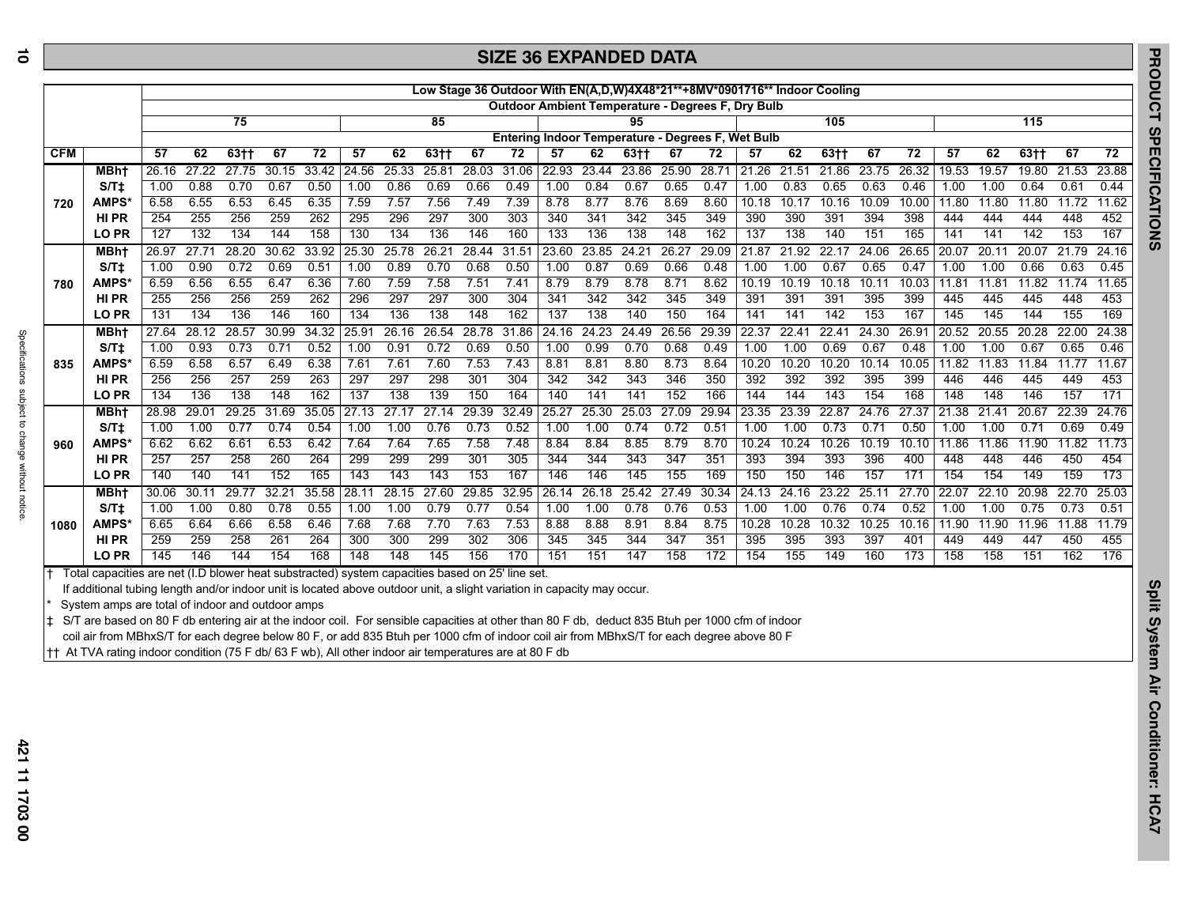# SIZE 36 EXPANDED DATA

| | | Low Stage 36 Outdoor With EN(A,D,W)4X48*21**+8MV*0901716** Indoor Cooling | | | | | | | | | | | | | | | | | | | | | | | | |
|---|---|---|---|---|---|---|---|---|---|---|---|---|---|---|---|---|---|---|---|---|---|---|---|---|---|---|
| | | Outdoor Ambient Temperature - Degrees F, Dry Bulb | | | | | | | | | | | | | | | | | | | | | | | | |
| | | 75 | | | | | 85 | | | | | 95 | | | | | 105 | | | | | 115 | | | | |
| | | Entering Indoor Temperature - Degrees F, Wet Bulb | | | | | | | | | | | | | | | | | | | | | | | | |
| CFM | | 57 | 62 | 63†† | 67 | 72 | 57 | 62 | 63†† | 67 | 72 | 57 | 62 | 63†† | 67 | 72 | 57 | 62 | 63†† | 67 | 72 | 57 | 62 | 63†† | 67 | 72 |
| 720 | MBh† | 26.16 | 27.22 | 27.75 | 30.15 | 33.42 | 24.56 | 25.33 | 25.81 | 28.03 | 31.06 | 22.93 | 23.44 | 23.86 | 25.90 | 28.71 | 21.26 | 21.51 | 21.86 | 23.75 | 26.32 | 19.53 | 19.57 | 19.80 | 21.53 | 23.88 |
| | S/T‡ | 1.00 | 0.88 | 0.70 | 0.67 | 0.50 | 1.00 | 0.86 | 0.69 | 0.66 | 0.49 | 1.00 | 0.84 | 0.67 | 0.65 | 0.47 | 1.00 | 0.83 | 0.65 | 0.63 | 0.46 | 1.00 | 1.00 | 0.64 | 0.61 | 0.44 |
| | AMPS* | 6.58 | 6.55 | 6.53 | 6.45 | 6.35 | 7.59 | 7.57 | 7.56 | 7.49 | 7.39 | 8.78 | 8.77 | 8.76 | 8.69 | 8.60 | 10.18 | 10.17 | 10.16 | 10.09 | 10.00 | 11.80 | 11.80 | 11.80 | 11.72 | 11.62 |
| | HI PR | 254 | 255 | 256 | 259 | 262 | 295 | 296 | 297 | 300 | 303 | 340 | 341 | 342 | 345 | 349 | 390 | 390 | 391 | 394 | 398 | 444 | 444 | 444 | 448 | 452 |
| | LO PR | 127 | 132 | 134 | 144 | 158 | 130 | 134 | 136 | 146 | 160 | 133 | 136 | 138 | 148 | 162 | 137 | 138 | 140 | 151 | 165 | 141 | 141 | 142 | 153 | 167 |
| 780 | MBh† | 26.97 | 27.71 | 28.20 | 30.62 | 33.92 | 25.30 | 25.78 | 26.21 | 28.44 | 31.51 | 23.60 | 23.85 | 24.21 | 26.27 | 29.09 | 21.87 | 21.92 | 22.17 | 24.06 | 26.65 | 20.07 | 20.11 | 20.07 | 21.79 | 24.16 |
| | S/T‡ | 1.00 | 0.90 | 0.72 | 0.69 | 0.51 | 1.00 | 0.89 | 0.70 | 0.68 | 0.50 | 1.00 | 0.87 | 0.69 | 0.66 | 0.48 | 1.00 | 1.00 | 0.67 | 0.65 | 0.47 | 1.00 | 1.00 | 0.66 | 0.63 | 0.45 |
| | AMPS* | 6.59 | 6.56 | 6.55 | 6.47 | 6.36 | 7.60 | 7.59 | 7.58 | 7.51 | 7.41 | 8.79 | 8.79 | 8.78 | 8.71 | 8.62 | 10.19 | 10.19 | 10.18 | 10.11 | 10.03 | 11.81 | 11.81 | 11.82 | 11.74 | 11.65 |
| | HI PR | 255 | 256 | 256 | 259 | 262 | 296 | 297 | 297 | 300 | 304 | 341 | 342 | 342 | 345 | 349 | 391 | 391 | 391 | 395 | 399 | 445 | 445 | 445 | 448 | 453 |
| | LO PR | 131 | 134 | 136 | 146 | 160 | 134 | 136 | 138 | 148 | 162 | 137 | 138 | 140 | 150 | 164 | 141 | 141 | 142 | 153 | 167 | 145 | 145 | 144 | 155 | 169 |
| 835 | MBh† | 27.64 | 28.12 | 28.57 | 30.99 | 34.32 | 25.91 | 26.16 | 26.54 | 28.78 | 31.86 | 24.16 | 24.23 | 24.49 | 26.56 | 29.39 | 22.37 | 22.41 | 22.41 | 24.30 | 26.91 | 20.52 | 20.55 | 20.28 | 22.00 | 24.38 |
| | S/T‡ | 1.00 | 0.93 | 0.73 | 0.71 | 0.52 | 1.00 | 0.91 | 0.72 | 0.69 | 0.50 | 1.00 | 0.99 | 0.70 | 0.68 | 0.49 | 1.00 | 1.00 | 0.69 | 0.67 | 0.48 | 1.00 | 1.00 | 0.67 | 0.65 | 0.46 |
| | AMPS* | 6.59 | 6.58 | 6.57 | 6.49 | 6.38 | 7.61 | 7.61 | 7.60 | 7.53 | 7.43 | 8.81 | 8.81 | 8.80 | 8.73 | 8.64 | 10.20 | 10.20 | 10.20 | 10.14 | 10.05 | 11.82 | 11.83 | 11.84 | 11.77 | 11.67 |
| | HI PR | 256 | 256 | 257 | 259 | 263 | 297 | 297 | 298 | 301 | 304 | 342 | 342 | 343 | 346 | 350 | 392 | 392 | 392 | 395 | 399 | 446 | 446 | 445 | 449 | 453 |
| | LO PR | 134 | 136 | 138 | 148 | 162 | 137 | 138 | 139 | 150 | 164 | 140 | 141 | 141 | 152 | 166 | 144 | 144 | 143 | 154 | 168 | 148 | 148 | 146 | 157 | 171 |
| 960 | MBh† | 28.98 | 29.01 | 29.25 | 31.69 | 35.05 | 27.13 | 27.17 | 27.14 | 29.39 | 32.49 | 25.27 | 25.30 | 25.03 | 27.09 | 29.94 | 23.35 | 23.39 | 22.87 | 24.76 | 27.37 | 21.38 | 21.41 | 20.67 | 22.39 | 24.76 |
| | S/T‡ | 1.00 | 1.00 | 0.77 | 0.74 | 0.54 | 1.00 | 1.00 | 0.76 | 0.73 | 0.52 | 1.00 | 1.00 | 0.74 | 0.72 | 0.51 | 1.00 | 1.00 | 0.73 | 0.71 | 0.50 | 1.00 | 1.00 | 0.71 | 0.69 | 0.49 |
| | AMPS* | 6.62 | 6.62 | 6.61 | 6.53 | 6.42 | 7.64 | 7.64 | 7.65 | 7.58 | 7.48 | 8.84 | 8.84 | 8.85 | 8.79 | 8.70 | 10.24 | 10.24 | 10.26 | 10.19 | 10.10 | 11.86 | 11.86 | 11.90 | 11.82 | 11.73 |
| | HI PR | 257 | 257 | 258 | 260 | 264 | 299 | 299 | 299 | 301 | 305 | 344 | 344 | 343 | 347 | 351 | 393 | 394 | 393 | 396 | 400 | 448 | 448 | 446 | 450 | 454 |
| | LO PR | 140 | 140 | 141 | 152 | 165 | 143 | 143 | 143 | 153 | 167 | 146 | 146 | 145 | 155 | 169 | 150 | 150 | 146 | 157 | 171 | 154 | 154 | 149 | 159 | 173 |
| 1080 | MBh† | 30.06 | 30.11 | 29.77 | 32.21 | 35.58 | 28.11 | 28.15 | 27.60 | 29.85 | 32.95 | 26.14 | 26.18 | 25.42 | 27.49 | 30.34 | 24.13 | 24.16 | 23.22 | 25.11 | 27.70 | 22.07 | 22.10 | 20.98 | 22.70 | 25.03 |
| | S/T‡ | 1.00 | 1.00 | 0.80 | 0.78 | 0.55 | 1.00 | 1.00 | 0.79 | 0.77 | 0.54 | 1.00 | 1.00 | 0.78 | 0.76 | 0.53 | 1.00 | 1.00 | 0.76 | 0.74 | 0.52 | 1.00 | 1.00 | 0.75 | 0.73 | 0.51 |
| | AMPS* | 6.65 | 6.64 | 6.66 | 6.58 | 6.46 | 7.68 | 7.68 | 7.70 | 7.63 | 7.53 | 8.88 | 8.88 | 8.91 | 8.84 | 8.75 | 10.28 | 10.28 | 10.32 | 10.25 | 10.16 | 11.90 | 11.90 | 11.96 | 11.88 | 11.79 |
| | HI PR | 259 | 259 | 258 | 261 | 264 | 300 | 300 | 299 | 302 | 306 | 345 | 345 | 344 | 347 | 351 | 395 | 395 | 393 | 397 | 401 | 449 | 449 | 447 | 450 | 455 |
| | LO PR | 145 | 146 | 144 | 154 | 168 | 148 | 148 | 145 | 156 | 170 | 151 | 151 | 147 | 158 | 172 | 154 | 155 | 149 | 160 | 173 | 158 | 158 | 151 | 162 | 176 |

† Total capacities are net (I.D blower heat substracted) system capacities based on 25' line set.
If additional tubing length and/or indoor unit is located above outdoor unit, a slight variation in capacity may occur.

\* System amps are total of indoor and outdoor amps

‡ S/T are based on 80 F db entering air at the indoor coil. For sensible capacities at other than 80 F db, deduct 835 Btuh per 1000 cfm of indoor coil air from MBhxS/T for each degree below 80 F, or add 835 Btuh per 1000 cfm of indoor coil air from MBhxS/T for each degree above 80 F

†† At TVA rating indoor condition (75 F db/ 63 F wb), All other indoor air temperatures are at 80 F db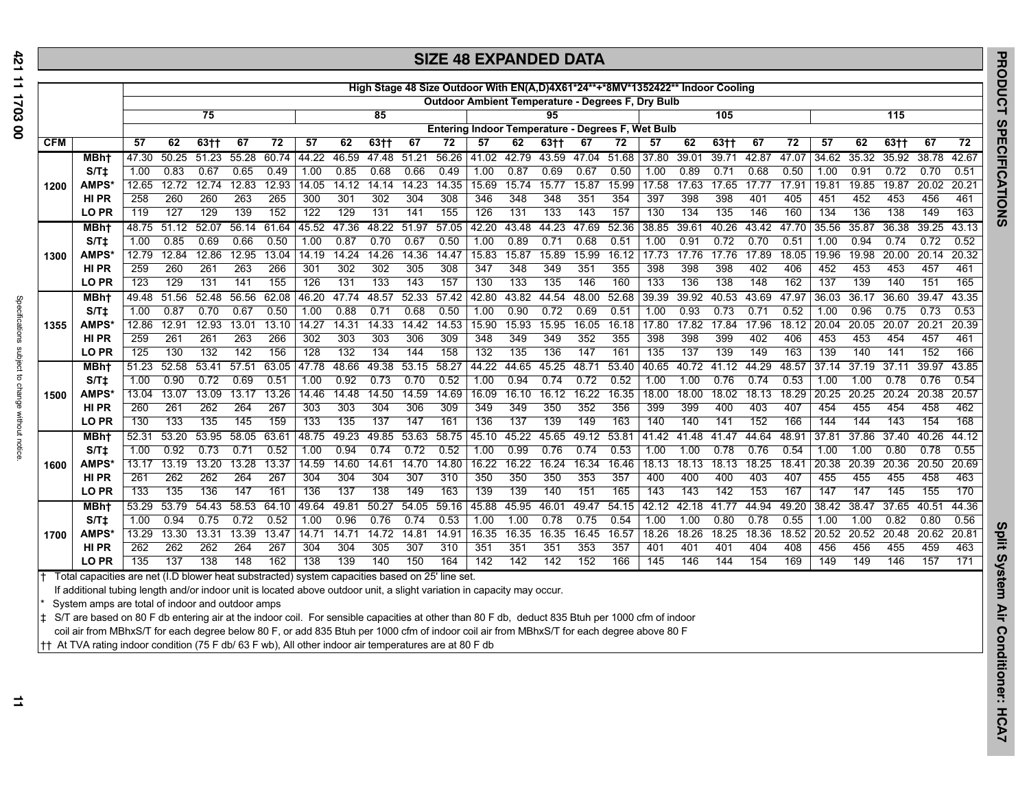## SIZE 48 EXPANDED DATA

| | | High Stage 48 Size Outdoor With EN(A,D)4X61*24**+*8MV*1352422** Indoor Cooling | | | | | | | | | | | | | | | | | | | | | | | | |
|---|---|---|---|---|---|---|---|---|---|---|---|---|---|---|---|---|---|---|---|---|---|---|---|---|---|---|
| | | Outdoor Ambient Temperature - Degrees F, Dry Bulb | | | | | | | | | | | | | | | | | | | | | | | | |
| | | 75 | | | | | 85 | | | | | 95 | | | | | 105 | | | | | 115 | | | | |
| | | Entering Indoor Temperature - Degrees F, Wet Bulb | | | | | | | | | | | | | | | | | | | | | | | | |
| CFM | | 57 | 62 | 63†† | 67 | 72 | 57 | 62 | 63†† | 67 | 72 | 57 | 62 | 63†† | 67 | 72 | 57 | 62 | 63†† | 67 | 72 | 57 | 62 | 63†† | 67 | 72 |
| 1200 | MBh† | 47.30 | 50.25 | 51.23 | 55.28 | 60.74 | 44.22 | 46.59 | 47.48 | 51.21 | 56.26 | 41.02 | 42.79 | 43.59 | 47.04 | 51.68 | 37.80 | 39.01 | 39.71 | 42.87 | 47.07 | 34.62 | 35.32 | 35.92 | 38.78 | 42.67 |
| | S/T‡ | 1.00 | 0.83 | 0.67 | 0.65 | 0.49 | 1.00 | 0.85 | 0.68 | 0.66 | 0.49 | 1.00 | 0.87 | 0.69 | 0.67 | 0.50 | 1.00 | 0.89 | 0.71 | 0.68 | 0.50 | 1.00 | 0.91 | 0.72 | 0.70 | 0.51 |
| | AMPS* | 12.65 | 12.72 | 12.74 | 12.83 | 12.93 | 14.05 | 14.12 | 14.14 | 14.23 | 14.35 | 15.69 | 15.74 | 15.77 | 15.87 | 15.99 | 17.58 | 17.63 | 17.65 | 17.77 | 17.91 | 19.81 | 19.85 | 19.87 | 20.02 | 20.21 |
| | HI PR | 258 | 260 | 260 | 263 | 265 | 300 | 301 | 302 | 304 | 308 | 346 | 348 | 348 | 351 | 354 | 397 | 398 | 398 | 401 | 405 | 451 | 452 | 453 | 456 | 461 |
| | LO PR | 119 | 127 | 129 | 139 | 152 | 122 | 129 | 131 | 141 | 155 | 126 | 131 | 133 | 143 | 157 | 130 | 134 | 135 | 146 | 160 | 134 | 136 | 138 | 149 | 163 |
| 1300 | MBh† | 48.75 | 51.12 | 52.07 | 56.14 | 61.64 | 45.52 | 47.36 | 48.22 | 51.97 | 57.05 | 42.20 | 43.48 | 44.23 | 47.69 | 52.36 | 38.85 | 39.61 | 40.26 | 43.42 | 47.70 | 35.56 | 35.87 | 36.38 | 39.25 | 43.13 |
| | S/T‡ | 1.00 | 0.85 | 0.69 | 0.66 | 0.50 | 1.00 | 0.87 | 0.70 | 0.67 | 0.50 | 1.00 | 0.89 | 0.71 | 0.68 | 0.51 | 1.00 | 0.91 | 0.72 | 0.70 | 0.51 | 1.00 | 0.94 | 0.74 | 0.72 | 0.52 |
| | AMPS* | 12.79 | 12.84 | 12.86 | 12.95 | 13.04 | 14.19 | 14.24 | 14.26 | 14.36 | 14.47 | 15.83 | 15.87 | 15.89 | 15.99 | 16.12 | 17.73 | 17.76 | 17.76 | 17.89 | 18.05 | 19.96 | 19.98 | 20.00 | 20.14 | 20.32 |
| | HI PR | 259 | 260 | 261 | 263 | 266 | 301 | 302 | 302 | 305 | 308 | 347 | 348 | 349 | 351 | 355 | 398 | 398 | 398 | 402 | 406 | 452 | 453 | 453 | 457 | 461 |
| | LO PR | 123 | 129 | 131 | 141 | 155 | 126 | 131 | 133 | 143 | 157 | 130 | 133 | 135 | 146 | 160 | 133 | 136 | 138 | 148 | 162 | 137 | 139 | 140 | 151 | 165 |
| 1355 | MBh† | 49.48 | 51.56 | 52.48 | 56.56 | 62.08 | 46.20 | 47.74 | 48.57 | 52.33 | 57.42 | 42.80 | 43.82 | 44.54 | 48.00 | 52.68 | 39.39 | 39.92 | 40.53 | 43.69 | 47.97 | 36.03 | 36.17 | 36.60 | 39.47 | 43.35 |
| | S/T‡ | 1.00 | 0.87 | 0.70 | 0.67 | 0.50 | 1.00 | 0.88 | 0.71 | 0.68 | 0.50 | 1.00 | 0.90 | 0.72 | 0.69 | 0.51 | 1.00 | 0.93 | 0.73 | 0.71 | 0.52 | 1.00 | 0.96 | 0.75 | 0.73 | 0.53 |
| | AMPS* | 12.86 | 12.91 | 12.93 | 13.01 | 13.10 | 14.27 | 14.31 | 14.33 | 14.42 | 14.53 | 15.90 | 15.93 | 15.95 | 16.05 | 16.18 | 17.80 | 17.82 | 17.84 | 17.96 | 18.12 | 20.04 | 20.05 | 20.07 | 20.21 | 20.39 |
| | HI PR | 259 | 261 | 261 | 263 | 266 | 302 | 303 | 303 | 306 | 309 | 348 | 349 | 349 | 352 | 355 | 398 | 398 | 399 | 402 | 406 | 453 | 453 | 454 | 457 | 461 |
| | LO PR | 125 | 130 | 132 | 142 | 156 | 128 | 132 | 134 | 144 | 158 | 132 | 135 | 136 | 147 | 161 | 135 | 137 | 139 | 149 | 163 | 139 | 140 | 141 | 152 | 166 |
| 1500 | MBh† | 51.23 | 52.58 | 53.41 | 57.51 | 63.05 | 47.78 | 48.66 | 49.38 | 53.15 | 58.27 | 44.22 | 44.65 | 45.25 | 48.71 | 53.40 | 40.65 | 40.72 | 41.12 | 44.29 | 48.57 | 37.14 | 37.19 | 37.11 | 39.97 | 43.85 |
| | S/T‡ | 1.00 | 0.90 | 0.72 | 0.69 | 0.51 | 1.00 | 0.92 | 0.73 | 0.70 | 0.52 | 1.00 | 0.94 | 0.74 | 0.72 | 0.52 | 1.00 | 1.00 | 0.76 | 0.74 | 0.53 | 1.00 | 1.00 | 0.78 | 0.76 | 0.54 |
| | AMPS* | 13.04 | 13.07 | 13.09 | 13.17 | 13.26 | 14.46 | 14.48 | 14.50 | 14.59 | 14.69 | 16.09 | 16.10 | 16.12 | 16.22 | 16.35 | 18.00 | 18.00 | 18.02 | 18.13 | 18.29 | 20.25 | 20.25 | 20.24 | 20.38 | 20.57 |
| | HI PR | 260 | 261 | 262 | 264 | 267 | 303 | 303 | 304 | 306 | 309 | 349 | 349 | 350 | 352 | 356 | 399 | 399 | 400 | 403 | 407 | 454 | 455 | 454 | 458 | 462 |
| | LO PR | 130 | 133 | 135 | 145 | 159 | 133 | 135 | 137 | 147 | 161 | 136 | 137 | 139 | 149 | 163 | 140 | 140 | 141 | 152 | 166 | 144 | 144 | 143 | 154 | 168 |
| 1600 | MBh† | 52.31 | 53.20 | 53.95 | 58.05 | 63.61 | 48.75 | 49.23 | 49.85 | 53.63 | 58.75 | 45.10 | 45.22 | 45.65 | 49.12 | 53.81 | 41.42 | 41.48 | 41.47 | 44.64 | 48.91 | 37.81 | 37.86 | 37.40 | 40.26 | 44.12 |
| | S/T‡ | 1.00 | 0.92 | 0.73 | 0.71 | 0.52 | 1.00 | 0.94 | 0.74 | 0.72 | 0.52 | 1.00 | 0.99 | 0.76 | 0.74 | 0.53 | 1.00 | 1.00 | 0.78 | 0.76 | 0.54 | 1.00 | 1.00 | 0.80 | 0.78 | 0.55 |
| | AMPS* | 13.17 | 13.19 | 13.20 | 13.28 | 13.37 | 14.59 | 14.60 | 14.61 | 14.70 | 14.80 | 16.22 | 16.22 | 16.24 | 16.34 | 16.46 | 18.13 | 18.13 | 18.13 | 18.25 | 18.41 | 20.38 | 20.39 | 20.36 | 20.50 | 20.69 |
| | HI PR | 261 | 262 | 262 | 264 | 267 | 304 | 304 | 304 | 307 | 310 | 350 | 350 | 350 | 353 | 357 | 400 | 400 | 400 | 403 | 407 | 455 | 455 | 455 | 458 | 463 |
| | LO PR | 133 | 135 | 136 | 147 | 161 | 136 | 137 | 138 | 149 | 163 | 139 | 139 | 140 | 151 | 165 | 143 | 143 | 142 | 153 | 167 | 147 | 147 | 145 | 155 | 170 |
| 1700 | MBh† | 53.29 | 53.79 | 54.43 | 58.53 | 64.10 | 49.64 | 49.81 | 50.27 | 54.05 | 59.16 | 45.88 | 45.95 | 46.01 | 49.47 | 54.15 | 42.12 | 42.18 | 41.77 | 44.94 | 49.20 | 38.42 | 38.47 | 37.65 | 40.51 | 44.36 |
| | S/T‡ | 1.00 | 0.94 | 0.75 | 0.72 | 0.52 | 1.00 | 0.96 | 0.76 | 0.74 | 0.53 | 1.00 | 1.00 | 0.78 | 0.75 | 0.54 | 1.00 | 1.00 | 0.80 | 0.78 | 0.55 | 1.00 | 1.00 | 0.82 | 0.80 | 0.56 |
| | AMPS* | 13.29 | 13.30 | 13.31 | 13.39 | 13.47 | 14.71 | 14.71 | 14.72 | 14.81 | 14.91 | 16.35 | 16.35 | 16.35 | 16.45 | 16.57 | 18.26 | 18.26 | 18.25 | 18.36 | 18.52 | 20.52 | 20.52 | 20.48 | 20.62 | 20.81 |
| | HI PR | 262 | 262 | 262 | 264 | 267 | 304 | 304 | 305 | 307 | 310 | 351 | 351 | 351 | 353 | 357 | 401 | 401 | 401 | 404 | 408 | 456 | 456 | 455 | 459 | 463 |
| | LO PR | 135 | 137 | 138 | 148 | 162 | 138 | 139 | 140 | 150 | 164 | 142 | 142 | 142 | 152 | 166 | 145 | 146 | 144 | 154 | 169 | 149 | 149 | 146 | 157 | 171 |

† Total capacities are net (I.D blower heat substracted) system capacities based on 25' line set.
If additional tubing length and/or indoor unit is located above outdoor unit, a slight variation in capacity may occur.

\* System amps are total of indoor and outdoor amps

‡ S/T are based on 80 F db entering air at the indoor coil. For sensible capacities at other than 80 F db, deduct 835 Btuh per 1000 cfm of indoor coil air from MBhxS/T for each degree below 80 F, or add 835 Btuh per 1000 cfm of indoor coil air from MBhxS/T for each degree above 80 F

†† At TVA rating indoor condition (75 F db/ 63 F wb), All other indoor air temperatures are at 80 F db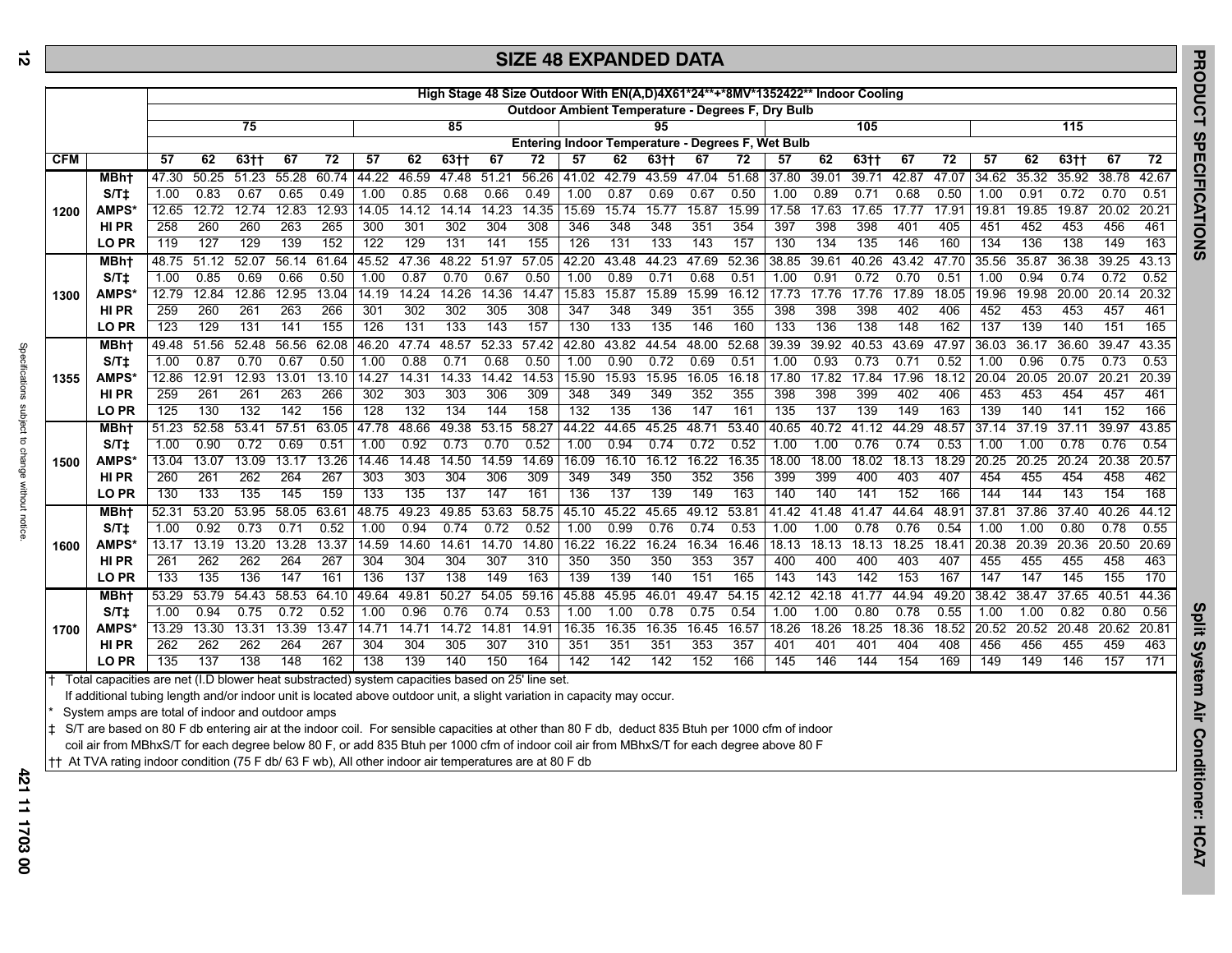# SIZE 48 EXPANDED DATA

| | | High Stage 48 Size Outdoor With EN(A,D)4X61*24**+*8MV*1352422** Indoor Cooling | | | | | | | | | | | | | | | | | | | | | | | | |
|---|---|---|---|---|---|---|---|---|---|---|---|---|---|---|---|---|---|---|---|---|---|---|---|---|---|---|
| | | Outdoor Ambient Temperature - Degrees F, Dry Bulb | | | | | | | | | | | | | | | | | | | | | | | | |
| | | 75 | | | | | 85 | | | | | 95 | | | | | 105 | | | | | 115 | | | | |
| | | Entering Indoor Temperature - Degrees F, Wet Bulb | | | | | | | | | | | | | | | | | | | | | | | | |
| CFM | | 57 | 62 | 63†† | 67 | 72 | 57 | 62 | 63†† | 67 | 72 | 57 | 62 | 63†† | 67 | 72 | 57 | 62 | 63†† | 67 | 72 | 57 | 62 | 63†† | 67 | 72 |
| 1200 | MBh† | 47.30 | 50.25 | 51.23 | 55.28 | 60.74 | 44.22 | 46.59 | 47.48 | 51.21 | 56.26 | 41.02 | 42.79 | 43.59 | 47.04 | 51.68 | 37.80 | 39.01 | 39.71 | 42.87 | 47.07 | 34.62 | 35.32 | 35.92 | 38.78 | 42.67 |
| | S/T‡ | 1.00 | 0.83 | 0.67 | 0.65 | 0.49 | 1.00 | 0.85 | 0.68 | 0.66 | 0.49 | 1.00 | 0.87 | 0.69 | 0.67 | 0.50 | 1.00 | 0.89 | 0.71 | 0.68 | 0.50 | 1.00 | 0.91 | 0.72 | 0.70 | 0.51 |
| | AMPS* | 12.65 | 12.72 | 12.74 | 12.83 | 12.93 | 14.05 | 14.12 | 14.14 | 14.23 | 14.35 | 15.69 | 15.74 | 15.77 | 15.87 | 15.99 | 17.58 | 17.63 | 17.65 | 17.77 | 17.91 | 19.81 | 19.85 | 19.87 | 20.02 | 20.21 |
| | HI PR | 258 | 260 | 260 | 263 | 265 | 300 | 301 | 302 | 304 | 308 | 346 | 348 | 348 | 351 | 354 | 397 | 398 | 398 | 401 | 405 | 451 | 452 | 453 | 456 | 461 |
| | LO PR | 119 | 127 | 129 | 139 | 152 | 122 | 129 | 131 | 141 | 155 | 126 | 131 | 133 | 143 | 157 | 130 | 134 | 135 | 146 | 160 | 134 | 136 | 138 | 149 | 163 |
| 1300 | MBh† | 48.75 | 51.12 | 52.07 | 56.14 | 61.64 | 45.52 | 47.36 | 48.22 | 51.97 | 57.05 | 42.20 | 43.48 | 44.23 | 47.69 | 52.36 | 38.85 | 39.61 | 40.26 | 43.42 | 47.70 | 35.56 | 35.87 | 36.38 | 39.25 | 43.13 |
| | S/T‡ | 1.00 | 0.85 | 0.69 | 0.66 | 0.50 | 1.00 | 0.87 | 0.70 | 0.67 | 0.50 | 1.00 | 0.89 | 0.71 | 0.68 | 0.51 | 1.00 | 0.91 | 0.72 | 0.70 | 0.51 | 1.00 | 0.94 | 0.74 | 0.72 | 0.52 |
| | AMPS* | 12.79 | 12.84 | 12.86 | 12.95 | 13.04 | 14.19 | 14.24 | 14.26 | 14.36 | 14.47 | 15.83 | 15.87 | 15.89 | 15.99 | 16.12 | 17.73 | 17.76 | 17.76 | 17.89 | 18.05 | 19.96 | 19.98 | 20.00 | 20.14 | 20.32 |
| | HI PR | 259 | 260 | 261 | 263 | 266 | 301 | 302 | 302 | 305 | 308 | 347 | 348 | 349 | 351 | 355 | 398 | 398 | 398 | 402 | 406 | 452 | 453 | 453 | 457 | 461 |
| | LO PR | 123 | 129 | 131 | 141 | 155 | 126 | 131 | 133 | 143 | 157 | 130 | 133 | 135 | 146 | 160 | 133 | 136 | 138 | 148 | 162 | 137 | 139 | 140 | 151 | 165 |
| 1355 | MBh† | 49.48 | 51.56 | 52.48 | 56.56 | 62.08 | 46.20 | 47.74 | 48.57 | 52.33 | 57.42 | 42.80 | 43.82 | 44.54 | 48.00 | 52.68 | 39.39 | 39.92 | 40.53 | 43.69 | 47.97 | 36.03 | 36.17 | 36.60 | 39.47 | 43.35 |
| | S/T‡ | 1.00 | 0.87 | 0.70 | 0.67 | 0.50 | 1.00 | 0.88 | 0.71 | 0.68 | 0.50 | 1.00 | 0.90 | 0.72 | 0.69 | 0.51 | 1.00 | 0.93 | 0.73 | 0.71 | 0.52 | 1.00 | 0.96 | 0.75 | 0.73 | 0.53 |
| | AMPS* | 12.86 | 12.91 | 12.93 | 13.01 | 13.10 | 14.27 | 14.31 | 14.33 | 14.42 | 14.53 | 15.90 | 15.93 | 15.95 | 16.05 | 16.18 | 17.80 | 17.82 | 17.84 | 17.96 | 18.12 | 20.04 | 20.05 | 20.07 | 20.21 | 20.39 |
| | HI PR | 259 | 261 | 261 | 263 | 266 | 302 | 303 | 303 | 306 | 309 | 348 | 349 | 349 | 352 | 355 | 398 | 398 | 399 | 402 | 406 | 453 | 453 | 454 | 457 | 461 |
| | LO PR | 125 | 130 | 132 | 142 | 156 | 128 | 132 | 134 | 144 | 158 | 132 | 135 | 136 | 147 | 161 | 135 | 137 | 139 | 149 | 163 | 139 | 140 | 141 | 152 | 166 |
| 1500 | MBh† | 51.23 | 52.58 | 53.41 | 57.51 | 63.05 | 47.78 | 48.66 | 49.38 | 53.15 | 58.27 | 44.22 | 44.65 | 45.25 | 48.71 | 53.40 | 40.65 | 40.72 | 41.12 | 44.29 | 48.57 | 37.14 | 37.19 | 37.11 | 39.97 | 43.85 |
| | S/T‡ | 1.00 | 0.90 | 0.72 | 0.69 | 0.51 | 1.00 | 0.92 | 0.73 | 0.70 | 0.52 | 1.00 | 0.94 | 0.74 | 0.72 | 0.52 | 1.00 | 1.00 | 0.76 | 0.74 | 0.53 | 1.00 | 1.00 | 0.78 | 0.76 | 0.54 |
| | AMPS* | 13.04 | 13.07 | 13.09 | 13.17 | 13.26 | 14.46 | 14.48 | 14.50 | 14.59 | 14.69 | 16.09 | 16.10 | 16.12 | 16.22 | 16.35 | 18.00 | 18.00 | 18.02 | 18.13 | 18.29 | 20.25 | 20.25 | 20.24 | 20.38 | 20.57 |
| | HI PR | 260 | 261 | 262 | 264 | 267 | 303 | 303 | 304 | 306 | 309 | 349 | 349 | 350 | 352 | 356 | 399 | 399 | 400 | 403 | 407 | 454 | 455 | 454 | 458 | 462 |
| | LO PR | 130 | 133 | 135 | 145 | 159 | 133 | 135 | 137 | 147 | 161 | 136 | 137 | 139 | 149 | 163 | 140 | 140 | 141 | 152 | 166 | 144 | 144 | 143 | 154 | 168 |
| 1600 | MBh† | 52.31 | 53.20 | 53.95 | 58.05 | 63.61 | 48.75 | 49.23 | 49.85 | 53.63 | 58.75 | 45.10 | 45.22 | 45.65 | 49.12 | 53.81 | 41.42 | 41.48 | 41.47 | 44.64 | 48.91 | 37.81 | 37.86 | 37.40 | 40.26 | 44.12 |
| | S/T‡ | 1.00 | 0.92 | 0.73 | 0.71 | 0.52 | 1.00 | 0.94 | 0.74 | 0.72 | 0.52 | 1.00 | 0.99 | 0.76 | 0.74 | 0.53 | 1.00 | 1.00 | 0.78 | 0.76 | 0.54 | 1.00 | 1.00 | 0.80 | 0.78 | 0.55 |
| | AMPS* | 13.17 | 13.19 | 13.20 | 13.28 | 13.37 | 14.59 | 14.60 | 14.61 | 14.70 | 14.80 | 16.22 | 16.22 | 16.24 | 16.34 | 16.46 | 18.13 | 18.13 | 18.13 | 18.25 | 18.41 | 20.38 | 20.39 | 20.36 | 20.50 | 20.69 |
| | HI PR | 261 | 262 | 262 | 264 | 267 | 304 | 304 | 304 | 307 | 310 | 350 | 350 | 350 | 353 | 357 | 400 | 400 | 400 | 403 | 407 | 455 | 455 | 455 | 458 | 463 |
| | LO PR | 133 | 135 | 136 | 147 | 161 | 136 | 137 | 138 | 149 | 163 | 139 | 139 | 140 | 151 | 165 | 143 | 143 | 142 | 153 | 167 | 147 | 147 | 145 | 155 | 170 |
| 1700 | MBh† | 53.29 | 53.79 | 54.43 | 58.53 | 64.10 | 49.64 | 49.81 | 50.27 | 54.05 | 59.16 | 45.88 | 45.95 | 46.01 | 49.47 | 54.15 | 42.12 | 42.18 | 41.77 | 44.94 | 49.20 | 38.42 | 38.47 | 37.65 | 40.51 | 44.36 |
| | S/T‡ | 1.00 | 0.94 | 0.75 | 0.72 | 0.52 | 1.00 | 0.96 | 0.76 | 0.74 | 0.53 | 1.00 | 1.00 | 0.78 | 0.75 | 0.54 | 1.00 | 1.00 | 0.80 | 0.78 | 0.55 | 1.00 | 1.00 | 0.82 | 0.80 | 0.56 |
| | AMPS* | 13.29 | 13.30 | 13.31 | 13.39 | 13.47 | 14.71 | 14.71 | 14.72 | 14.81 | 14.91 | 16.35 | 16.35 | 16.35 | 16.45 | 16.57 | 18.26 | 18.26 | 18.25 | 18.36 | 18.52 | 20.52 | 20.52 | 20.48 | 20.62 | 20.81 |
| | HI PR | 262 | 262 | 262 | 264 | 267 | 304 | 304 | 305 | 307 | 310 | 351 | 351 | 351 | 353 | 357 | 401 | 401 | 401 | 404 | 408 | 456 | 456 | 455 | 459 | 463 |
| | LO PR | 135 | 137 | 138 | 148 | 162 | 138 | 139 | 140 | 150 | 164 | 142 | 142 | 142 | 152 | 166 | 145 | 146 | 144 | 154 | 169 | 149 | 149 | 146 | 157 | 171 |

† Total capacities are net (I.D blower heat substracted) system capacities based on 25' line set.
If additional tubing length and/or indoor unit is located above outdoor unit, a slight variation in capacity may occur.

\* System amps are total of indoor and outdoor amps

‡ S/T are based on 80 F db entering air at the indoor coil. For sensible capacities at other than 80 F db, deduct 835 Btuh per 1000 cfm of indoor coil air from MBhxS/T for each degree below 80 F, or add 835 Btuh per 1000 cfm of indoor coil air from MBhxS/T for each degree above 80 F

†† At TVA rating indoor condition (75 F db/ 63 F wb), All other indoor air temperatures are at 80 F db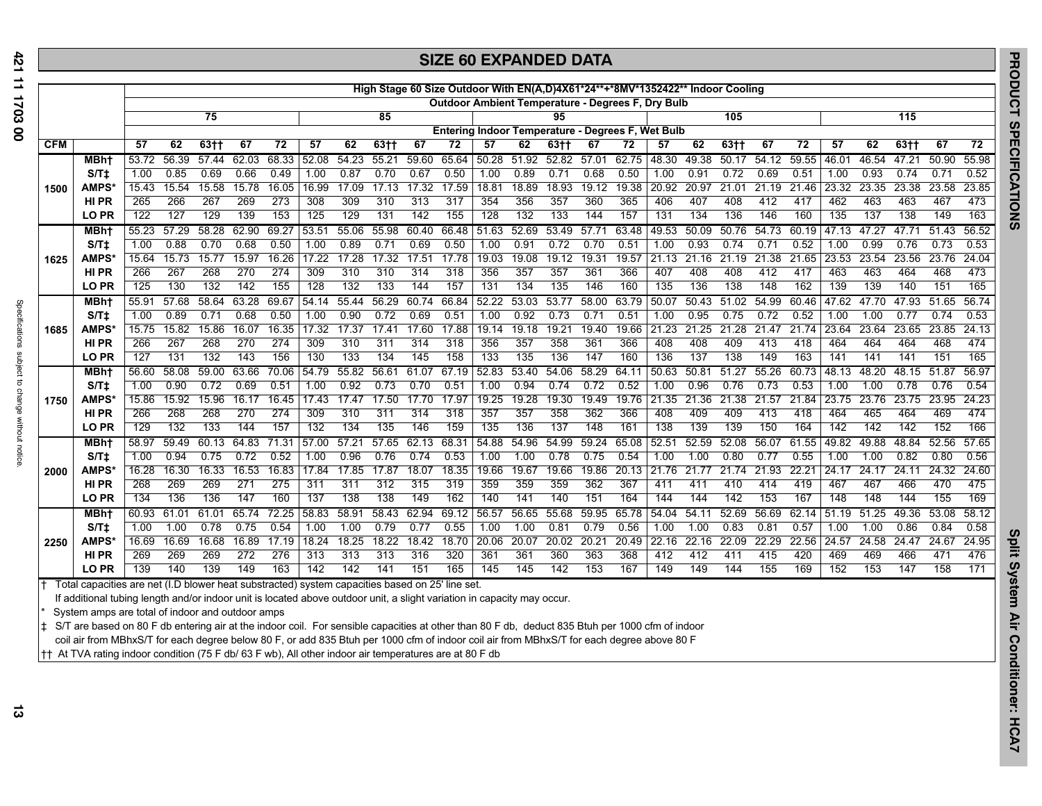# SIZE 60 EXPANDED DATA

| | | High Stage 60 Size Outdoor With EN(A,D)4X61*24**+*8MV*1352422** Indoor Cooling | | | | | | | | | | | | | | | | | | | | | | | |
|---|---|---|---|---|---|---|---|---|---|---|---|---|---|---|---|---|---|---|---|---|---|---|---|---|---|
| | | Outdoor Ambient Temperature - Degrees F, Dry Bulb | | | | | | | | | | | | | | | | | | | | | | | |
| | | 75 | | | | | 85 | | | | | 95 | | | | | 105 | | | | | 115 | | | | |
| | | Entering Indoor Temperature - Degrees F, Wet Bulb | | | | | | | | | | | | | | | | | | | | | | | |
| CFM | | 57 | 62 | 63†† | 67 | 72 | 57 | 62 | 63†† | 67 | 72 | 57 | 62 | 63†† | 67 | 72 | 57 | 62 | 63†† | 67 | 72 | 57 | 62 | 63†† | 67 | 72 |
| 1500 | MBh† | 53.72 | 56.39 | 57.44 | 62.03 | 68.33 | 52.08 | 54.23 | 55.21 | 59.60 | 65.64 | 50.28 | 51.92 | 52.82 | 57.01 | 62.75 | 48.30 | 49.38 | 50.17 | 54.12 | 59.55 | 46.01 | 46.54 | 47.21 | 50.90 | 55.98 |
| | S/T‡ | 1.00 | 0.85 | 0.69 | 0.66 | 0.49 | 1.00 | 0.87 | 0.70 | 0.67 | 0.50 | 1.00 | 0.89 | 0.71 | 0.68 | 0.50 | 1.00 | 0.91 | 0.72 | 0.69 | 0.51 | 1.00 | 0.93 | 0.74 | 0.71 | 0.52 |
| | AMPS* | 15.43 | 15.54 | 15.58 | 15.78 | 16.05 | 16.99 | 17.09 | 17.13 | 17.32 | 17.59 | 18.81 | 18.89 | 18.93 | 19.12 | 19.38 | 20.92 | 20.97 | 21.01 | 21.19 | 21.46 | 23.32 | 23.35 | 23.38 | 23.58 | 23.85 |
| | HI PR | 265 | 266 | 267 | 269 | 273 | 308 | 309 | 310 | 313 | 317 | 354 | 356 | 357 | 360 | 365 | 406 | 407 | 408 | 412 | 417 | 462 | 463 | 463 | 467 | 473 |
| | LO PR | 122 | 127 | 129 | 139 | 153 | 125 | 129 | 131 | 142 | 155 | 128 | 132 | 133 | 144 | 157 | 131 | 134 | 136 | 146 | 160 | 135 | 137 | 138 | 149 | 163 |
| 1625 | MBh† | 55.23 | 57.29 | 58.28 | 62.90 | 69.27 | 53.51 | 55.06 | 55.98 | 60.40 | 66.48 | 51.63 | 52.69 | 53.49 | 57.71 | 63.48 | 49.53 | 50.09 | 50.76 | 54.73 | 60.19 | 47.13 | 47.27 | 47.71 | 51.43 | 56.52 |
| | S/T‡ | 1.00 | 0.88 | 0.70 | 0.68 | 0.50 | 1.00 | 0.89 | 0.71 | 0.69 | 0.50 | 1.00 | 0.91 | 0.72 | 0.70 | 0.51 | 1.00 | 0.93 | 0.74 | 0.71 | 0.52 | 1.00 | 0.99 | 0.76 | 0.73 | 0.53 |
| | AMPS* | 15.64 | 15.73 | 15.77 | 15.97 | 16.26 | 17.22 | 17.28 | 17.32 | 17.51 | 17.78 | 19.03 | 19.08 | 19.12 | 19.31 | 19.57 | 21.13 | 21.16 | 21.19 | 21.38 | 21.65 | 23.53 | 23.54 | 23.56 | 23.76 | 24.04 |
| | HI PR | 266 | 267 | 268 | 270 | 274 | 309 | 310 | 310 | 314 | 318 | 356 | 357 | 357 | 361 | 366 | 407 | 408 | 408 | 412 | 417 | 463 | 463 | 464 | 468 | 473 |
| | LO PR | 125 | 130 | 132 | 142 | 155 | 128 | 132 | 133 | 144 | 157 | 131 | 134 | 135 | 146 | 160 | 135 | 136 | 138 | 148 | 162 | 139 | 139 | 140 | 151 | 165 |
| 1685 | MBh† | 55.91 | 57.68 | 58.64 | 63.28 | 69.67 | 54.14 | 55.44 | 56.29 | 60.74 | 66.84 | 52.22 | 53.03 | 53.77 | 58.00 | 63.79 | 50.07 | 50.43 | 51.02 | 54.99 | 60.46 | 47.62 | 47.70 | 47.93 | 51.65 | 56.74 |
| | S/T‡ | 1.00 | 0.89 | 0.71 | 0.68 | 0.50 | 1.00 | 0.90 | 0.72 | 0.69 | 0.51 | 1.00 | 0.92 | 0.73 | 0.71 | 0.51 | 1.00 | 0.95 | 0.75 | 0.72 | 0.52 | 1.00 | 1.00 | 0.77 | 0.74 | 0.53 |
| | AMPS* | 15.75 | 15.82 | 15.86 | 16.07 | 16.35 | 17.32 | 17.37 | 17.41 | 17.60 | 17.88 | 19.14 | 19.18 | 19.21 | 19.40 | 19.66 | 21.23 | 21.25 | 21.28 | 21.47 | 21.74 | 23.64 | 23.64 | 23.65 | 23.85 | 24.13 |
| | HI PR | 266 | 267 | 268 | 270 | 274 | 309 | 310 | 311 | 314 | 318 | 356 | 357 | 358 | 361 | 366 | 408 | 408 | 409 | 413 | 418 | 464 | 464 | 464 | 468 | 474 |
| | LO PR | 127 | 131 | 132 | 143 | 156 | 130 | 133 | 134 | 145 | 158 | 133 | 135 | 136 | 147 | 160 | 136 | 137 | 138 | 149 | 163 | 141 | 141 | 141 | 151 | 165 |
| 1750 | MBh† | 56.60 | 58.08 | 59.00 | 63.66 | 70.06 | 54.79 | 55.82 | 56.61 | 61.07 | 67.19 | 52.83 | 53.40 | 54.06 | 58.29 | 64.11 | 50.63 | 50.81 | 51.27 | 55.26 | 60.73 | 48.13 | 48.20 | 48.15 | 51.87 | 56.97 |
| | S/T‡ | 1.00 | 0.90 | 0.72 | 0.69 | 0.51 | 1.00 | 0.92 | 0.73 | 0.70 | 0.51 | 1.00 | 0.94 | 0.74 | 0.72 | 0.52 | 1.00 | 0.96 | 0.76 | 0.73 | 0.53 | 1.00 | 1.00 | 0.78 | 0.76 | 0.54 |
| | AMPS* | 15.86 | 15.92 | 15.96 | 16.17 | 16.45 | 17.43 | 17.47 | 17.50 | 17.70 | 17.97 | 19.25 | 19.28 | 19.30 | 19.49 | 19.76 | 21.35 | 21.36 | 21.38 | 21.57 | 21.84 | 23.75 | 23.76 | 23.75 | 23.95 | 24.23 |
| | HI PR | 266 | 268 | 268 | 270 | 274 | 309 | 310 | 311 | 314 | 318 | 357 | 357 | 358 | 362 | 366 | 408 | 409 | 409 | 413 | 418 | 464 | 465 | 464 | 469 | 474 |
| | LO PR | 129 | 132 | 133 | 144 | 157 | 132 | 134 | 135 | 146 | 159 | 135 | 136 | 137 | 148 | 161 | 138 | 139 | 139 | 150 | 164 | 142 | 142 | 142 | 152 | 166 |
| 2000 | MBh† | 58.97 | 59.49 | 60.13 | 64.83 | 71.31 | 57.00 | 57.21 | 57.65 | 62.13 | 68.31 | 54.88 | 54.96 | 54.99 | 59.24 | 65.08 | 52.51 | 52.59 | 52.08 | 56.07 | 61.55 | 49.82 | 49.88 | 48.84 | 52.56 | 57.65 |
| | S/T‡ | 1.00 | 0.94 | 0.75 | 0.72 | 0.52 | 1.00 | 0.96 | 0.76 | 0.74 | 0.53 | 1.00 | 1.00 | 0.78 | 0.75 | 0.54 | 1.00 | 1.00 | 0.80 | 0.77 | 0.55 | 1.00 | 1.00 | 0.82 | 0.80 | 0.56 |
| | AMPS* | 16.28 | 16.30 | 16.33 | 16.53 | 16.83 | 17.84 | 17.85 | 17.87 | 18.07 | 18.35 | 19.66 | 19.67 | 19.66 | 19.86 | 20.13 | 21.76 | 21.77 | 21.74 | 21.93 | 22.21 | 24.17 | 24.17 | 24.11 | 24.32 | 24.60 |
| | HI PR | 268 | 269 | 269 | 271 | 275 | 311 | 311 | 312 | 315 | 319 | 359 | 359 | 359 | 362 | 367 | 411 | 411 | 410 | 414 | 419 | 467 | 467 | 466 | 470 | 475 |
| | LO PR | 134 | 136 | 136 | 147 | 160 | 137 | 138 | 138 | 149 | 162 | 140 | 141 | 140 | 151 | 164 | 144 | 144 | 142 | 153 | 167 | 148 | 148 | 144 | 155 | 169 |
| 2250 | MBh† | 60.93 | 61.01 | 61.01 | 65.74 | 72.25 | 58.83 | 58.91 | 58.43 | 62.94 | 69.12 | 56.57 | 56.65 | 55.68 | 59.95 | 65.78 | 54.04 | 54.11 | 52.69 | 56.69 | 62.14 | 51.19 | 51.25 | 49.36 | 53.08 | 58.12 |
| | S/T‡ | 1.00 | 1.00 | 0.78 | 0.75 | 0.54 | 1.00 | 1.00 | 0.79 | 0.77 | 0.55 | 1.00 | 1.00 | 0.81 | 0.79 | 0.56 | 1.00 | 1.00 | 0.83 | 0.81 | 0.57 | 1.00 | 1.00 | 0.86 | 0.84 | 0.58 |
| | AMPS* | 16.69 | 16.69 | 16.68 | 16.89 | 17.19 | 18.24 | 18.25 | 18.22 | 18.42 | 18.70 | 20.06 | 20.07 | 20.02 | 20.21 | 20.49 | 22.16 | 22.16 | 22.09 | 22.29 | 22.56 | 24.57 | 24.58 | 24.47 | 24.67 | 24.95 |
| | HI PR | 269 | 269 | 269 | 272 | 276 | 313 | 313 | 313 | 316 | 320 | 361 | 361 | 360 | 363 | 368 | 412 | 412 | 411 | 415 | 420 | 469 | 469 | 466 | 471 | 476 |
| | LO PR | 139 | 140 | 139 | 149 | 163 | 142 | 142 | 141 | 151 | 165 | 145 | 145 | 142 | 153 | 167 | 149 | 149 | 144 | 155 | 169 | 152 | 153 | 147 | 158 | 171 |

† Total capacities are net (I.D blower heat substracted) system capacities based on 25' line set.
If additional tubing length and/or indoor unit is located above outdoor unit, a slight variation in capacity may occur.

\* System amps are total of indoor and outdoor amps

‡ S/T are based on 80 F db entering air at the indoor coil. For sensible capacities at other than 80 F db, deduct 835 Btuh per 1000 cfm of indoor coil air from MBhxS/T for each degree below 80 F, or add 835 Btuh per 1000 cfm of indoor coil air from MBhxS/T for each degree above 80 F

†† At TVA rating indoor condition (75 F db/ 63 F wb), All other indoor air temperatures are at 80 F db

Specifications subject to change without notice.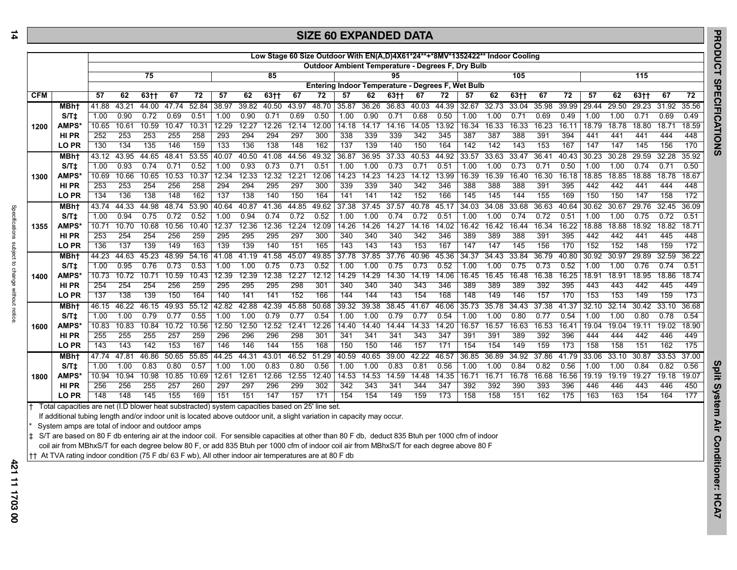## SIZE 60 EXPANDED DATA

| | | Low Stage 60 Size Outdoor With EN(A,D)4X61*24**+*8MV*1352422** Indoor Cooling | | | | | | | | | | | | | | | | | | | | | | | | |
|---|---|---|---|---|---|---|---|---|---|---|---|---|---|---|---|---|---|---|---|---|---|---|---|---|---|---|
| | | Outdoor Ambient Temperature - Degrees F, Dry Bulb | | | | | | | | | | | | | | | | | | | | | | | | |
| | | 75 | | | | | 85 | | | | | 95 | | | | | 105 | | | | | 115 | | | | |
| | | Entering Indoor Temperature - Degrees F, Wet Bulb | | | | | | | | | | | | | | | | | | | | | | | | |
| CFM | | 57 | 62 | 63†† | 67 | 72 | 57 | 62 | 63†† | 67 | 72 | 57 | 62 | 63†† | 67 | 72 | 57 | 62 | 63†† | 67 | 72 | 57 | 62 | 63†† | 67 | 72 |
| 1200 | MBh† | 41.88 | 43.21 | 44.00 | 47.74 | 52.84 | 38.97 | 39.82 | 40.50 | 43.97 | 48.70 | 35.87 | 36.26 | 36.83 | 40.03 | 44.39 | 32.67 | 32.73 | 33.04 | 35.98 | 39.99 | 29.44 | 29.50 | 29.23 | 31.92 | 35.56 |
| | S/T‡ | 1.00 | 0.90 | 0.72 | 0.69 | 0.51 | 1.00 | 0.90 | 0.71 | 0.69 | 0.50 | 1.00 | 0.90 | 0.71 | 0.68 | 0.50 | 1.00 | 1.00 | 0.71 | 0.69 | 0.49 | 1.00 | 1.00 | 0.71 | 0.69 | 0.49 |
| | AMPS* | 10.65 | 10.61 | 10.59 | 10.47 | 10.31 | 12.29 | 12.27 | 12.26 | 12.14 | 12.00 | 14.18 | 14.17 | 14.16 | 14.05 | 13.92 | 16.34 | 16.33 | 16.33 | 16.23 | 16.11 | 18.79 | 18.78 | 18.80 | 18.71 | 18.59 |
| | HI PR | 252 | 253 | 253 | 255 | 258 | 293 | 294 | 294 | 297 | 300 | 338 | 339 | 339 | 342 | 345 | 387 | 387 | 388 | 391 | 394 | 441 | 441 | 441 | 444 | 448 |
| | LO PR | 130 | 134 | 135 | 146 | 159 | 133 | 136 | 138 | 148 | 162 | 137 | 139 | 140 | 150 | 164 | 142 | 142 | 143 | 153 | 167 | 147 | 147 | 145 | 156 | 170 |
| 1300 | MBh† | 43.12 | 43.95 | 44.65 | 48.41 | 53.55 | 40.07 | 40.50 | 41.08 | 44.56 | 49.32 | 36.87 | 36.95 | 37.33 | 40.53 | 44.92 | 33.57 | 33.63 | 33.47 | 36.41 | 40.43 | 30.23 | 30.28 | 29.59 | 32.28 | 35.92 |
| | S/T‡ | 1.00 | 0.93 | 0.74 | 0.71 | 0.52 | 1.00 | 0.93 | 0.73 | 0.71 | 0.51 | 1.00 | 1.00 | 0.73 | 0.71 | 0.51 | 1.00 | 1.00 | 0.73 | 0.71 | 0.50 | 1.00 | 1.00 | 0.74 | 0.71 | 0.50 |
| | AMPS* | 10.69 | 10.66 | 10.65 | 10.53 | 10.37 | 12.34 | 12.33 | 12.32 | 12.21 | 12.06 | 14.23 | 14.23 | 14.23 | 14.12 | 13.99 | 16.39 | 16.39 | 16.40 | 16.30 | 16.18 | 18.85 | 18.85 | 18.88 | 18.78 | 18.67 |
| | HI PR | 253 | 253 | 254 | 256 | 258 | 294 | 294 | 295 | 297 | 300 | 339 | 339 | 340 | 342 | 346 | 388 | 388 | 388 | 391 | 395 | 442 | 442 | 441 | 444 | 448 |
| | LO PR | 134 | 136 | 138 | 148 | 162 | 137 | 138 | 140 | 150 | 164 | 141 | 141 | 142 | 152 | 166 | 145 | 145 | 144 | 155 | 169 | 150 | 150 | 147 | 158 | 172 |
| 1355 | MBh† | 43.74 | 44.33 | 44.98 | 48.74 | 53.90 | 40.64 | 40.87 | 41.36 | 44.85 | 49.62 | 37.38 | 37.45 | 37.57 | 40.78 | 45.17 | 34.03 | 34.08 | 33.68 | 36.63 | 40.64 | 30.62 | 30.67 | 29.76 | 32.45 | 36.09 |
| | S/T‡ | 1.00 | 0.94 | 0.75 | 0.72 | 0.52 | 1.00 | 0.94 | 0.74 | 0.72 | 0.52 | 1.00 | 1.00 | 0.74 | 0.72 | 0.51 | 1.00 | 1.00 | 0.74 | 0.72 | 0.51 | 1.00 | 1.00 | 0.75 | 0.72 | 0.51 |
| | AMPS* | 10.71 | 10.70 | 10.68 | 10.56 | 10.40 | 12.37 | 12.36 | 12.36 | 12.24 | 12.09 | 14.26 | 14.26 | 14.27 | 14.16 | 14.02 | 16.42 | 16.42 | 16.44 | 16.34 | 16.22 | 18.88 | 18.88 | 18.92 | 18.82 | 18.71 |
| | HI PR | 253 | 254 | 254 | 256 | 259 | 295 | 295 | 295 | 297 | 300 | 340 | 340 | 340 | 342 | 346 | 389 | 389 | 388 | 391 | 395 | 442 | 442 | 441 | 445 | 448 |
| | LO PR | 136 | 137 | 139 | 149 | 163 | 139 | 139 | 140 | 151 | 165 | 143 | 143 | 143 | 153 | 167 | 147 | 147 | 145 | 156 | 170 | 152 | 152 | 148 | 159 | 172 |
| 1400 | MBh† | 44.23 | 44.63 | 45.23 | 48.99 | 54.16 | 41.08 | 41.19 | 41.58 | 45.07 | 49.85 | 37.78 | 37.85 | 37.76 | 40.96 | 45.36 | 34.37 | 34.43 | 33.84 | 36.79 | 40.80 | 30.92 | 30.97 | 29.89 | 32.59 | 36.22 |
| | S/T‡ | 1.00 | 0.95 | 0.76 | 0.73 | 0.53 | 1.00 | 1.00 | 0.75 | 0.73 | 0.52 | 1.00 | 1.00 | 0.75 | 0.73 | 0.52 | 1.00 | 1.00 | 0.75 | 0.73 | 0.52 | 1.00 | 1.00 | 0.76 | 0.74 | 0.51 |
| | AMPS* | 10.73 | 10.72 | 10.71 | 10.59 | 10.43 | 12.39 | 12.39 | 12.38 | 12.27 | 12.12 | 14.29 | 14.29 | 14.30 | 14.19 | 14.06 | 16.45 | 16.45 | 16.48 | 16.38 | 16.25 | 18.91 | 18.91 | 18.95 | 18.86 | 18.74 |
| | HI PR | 254 | 254 | 254 | 256 | 259 | 295 | 295 | 295 | 298 | 301 | 340 | 340 | 340 | 343 | 346 | 389 | 389 | 389 | 392 | 395 | 443 | 443 | 442 | 445 | 449 |
| | LO PR | 137 | 138 | 139 | 150 | 164 | 140 | 141 | 141 | 152 | 166 | 144 | 144 | 143 | 154 | 168 | 148 | 149 | 146 | 157 | 170 | 153 | 153 | 149 | 159 | 173 |
| 1600 | MBh† | 46.15 | 46.22 | 46.15 | 49.93 | 55.12 | 42.82 | 42.88 | 42.39 | 45.88 | 50.68 | 39.32 | 39.38 | 38.45 | 41.67 | 46.06 | 35.73 | 35.78 | 34.43 | 37.38 | 41.37 | 32.10 | 32.14 | 30.42 | 33.10 | 36.68 |
| | S/T‡ | 1.00 | 1.00 | 0.79 | 0.77 | 0.55 | 1.00 | 1.00 | 0.79 | 0.77 | 0.54 | 1.00 | 1.00 | 0.79 | 0.77 | 0.54 | 1.00 | 1.00 | 0.80 | 0.77 | 0.54 | 1.00 | 1.00 | 0.80 | 0.78 | 0.54 |
| | AMPS* | 10.83 | 10.83 | 10.84 | 10.72 | 10.56 | 12.50 | 12.50 | 12.52 | 12.41 | 12.26 | 14.40 | 14.40 | 14.44 | 14.33 | 14.20 | 16.57 | 16.57 | 16.63 | 16.53 | 16.41 | 19.04 | 19.04 | 19.11 | 19.02 | 18.90 |
| | HI PR | 255 | 255 | 255 | 257 | 259 | 296 | 296 | 296 | 298 | 301 | 341 | 341 | 341 | 343 | 347 | 391 | 391 | 389 | 392 | 396 | 444 | 444 | 442 | 446 | 449 |
| | LO PR | 143 | 143 | 142 | 153 | 167 | 146 | 146 | 144 | 155 | 168 | 150 | 150 | 146 | 157 | 171 | 154 | 154 | 149 | 159 | 173 | 158 | 158 | 151 | 162 | 175 |
| 1800 | MBh† | 47.74 | 47.81 | 46.86 | 50.65 | 55.85 | 44.25 | 44.31 | 43.01 | 46.52 | 51.29 | 40.59 | 40.65 | 39.00 | 42.22 | 46.57 | 36.85 | 36.89 | 34.92 | 37.86 | 41.79 | 33.06 | 33.10 | 30.87 | 33.53 | 37.00 |
| | S/T‡ | 1.00 | 1.00 | 0.83 | 0.80 | 0.57 | 1.00 | 1.00 | 0.83 | 0.80 | 0.56 | 1.00 | 1.00 | 0.83 | 0.81 | 0.56 | 1.00 | 1.00 | 0.84 | 0.82 | 0.56 | 1.00 | 1.00 | 0.84 | 0.82 | 0.56 |
| | AMPS* | 10.94 | 10.94 | 10.98 | 10.85 | 10.69 | 12.61 | 12.61 | 12.66 | 12.55 | 12.40 | 14.53 | 14.53 | 14.59 | 14.48 | 14.35 | 16.71 | 16.71 | 16.78 | 16.68 | 16.56 | 19.19 | 19.19 | 19.27 | 19.18 | 19.07 |
| | HI PR | 256 | 256 | 255 | 257 | 260 | 297 | 297 | 296 | 299 | 302 | 342 | 343 | 341 | 344 | 347 | 392 | 392 | 390 | 393 | 396 | 446 | 446 | 443 | 446 | 450 |
| | LO PR | 148 | 148 | 145 | 155 | 169 | 151 | 151 | 147 | 157 | 171 | 154 | 154 | 149 | 159 | 173 | 158 | 158 | 151 | 162 | 175 | 163 | 163 | 154 | 164 | 177 |

† Total capacities are net (I.D blower heat substracted) system capacities based on 25' line set.
If additional tubing length and/or indoor unit is located above outdoor unit, a slight variation in capacity may occur.

\* System amps are total of indoor and outdoor amps

‡ S/T are based on 80 F db entering air at the indoor coil. For sensible capacities at other than 80 F db, deduct 835 Btuh per 1000 cfm of indoor coil air from MBhxS/T for each degree below 80 F, or add 835 Btuh per 1000 cfm of indoor coil air from MBhxS/T for each degree above 80 F

†† At TVA rating indoor condition (75 F db/ 63 F wb), All other indoor air temperatures are at 80 F db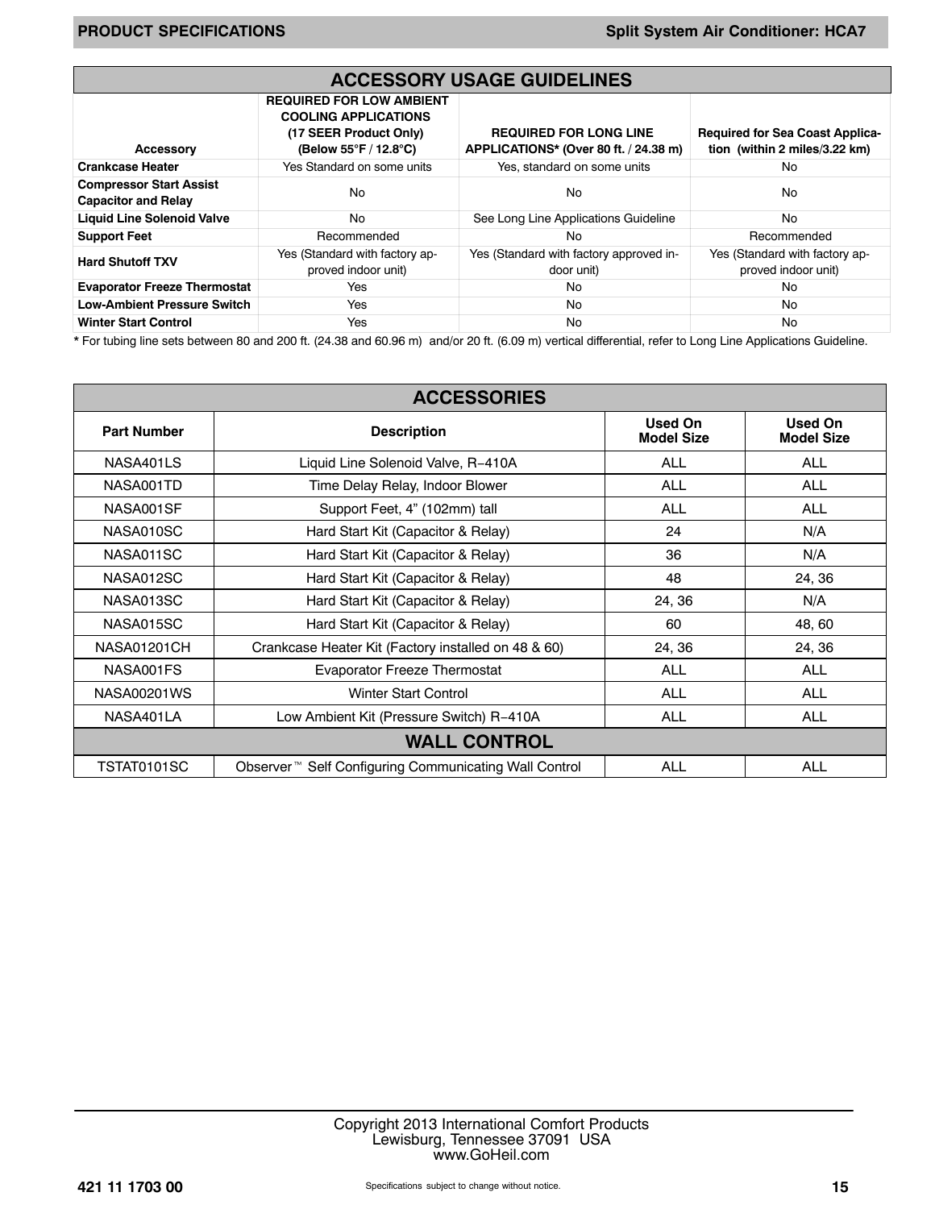## ACCESSORY USAGE GUIDELINES

| Accessory | REQUIRED FOR LOW AMBIENT COOLING APPLICATIONS (17 SEER Product Only) (Below 55°F / 12.8°C) | REQUIRED FOR LONG LINE APPLICATIONS* (Over 80 ft. / 24.38 m) | Required for Sea Coast Application (within 2 miles/3.22 km) |
|---|---|---|---|
| **Crankcase Heater** | Yes Standard on some units | Yes, standard on some units | No |
| **Compressor Start Assist Capacitor and Relay** | No | No | No |
| **Liquid Line Solenoid Valve** | No | See Long Line Applications Guideline | No |
| **Support Feet** | Recommended | No | Recommended |
| **Hard Shutoff TXV** | Yes (Standard with factory approved indoor unit) | Yes (Standard with factory approved indoor unit) | Yes (Standard with factory approved indoor unit) |
| **Evaporator Freeze Thermostat** | Yes | No | No |
| **Low-Ambient Pressure Switch** | Yes | No | No |
| **Winter Start Control** | Yes | No | No |

* For tubing line sets between 80 and 200 ft. (24.38 and 60.96 m) and/or 20 ft. (6.09 m) vertical differential, refer to Long Line Applications Guideline.

## ACCESSORIES

| Part Number | Description | Used On Model Size | Used On Model Size |
|---|---|---|---|
| NASA401LS | Liquid Line Solenoid Valve, R−410A | ALL | ALL |
| NASA001TD | Time Delay Relay, Indoor Blower | ALL | ALL |
| NASA001SF | Support Feet, 4” (102mm) tall | ALL | ALL |
| NASA010SC | Hard Start Kit (Capacitor & Relay) | 24 | N/A |
| NASA011SC | Hard Start Kit (Capacitor & Relay) | 36 | N/A |
| NASA012SC | Hard Start Kit (Capacitor & Relay) | 48 | 24, 36 |
| NASA013SC | Hard Start Kit (Capacitor & Relay) | 24, 36 | N/A |
| NASA015SC | Hard Start Kit (Capacitor & Relay) | 60 | 48, 60 |
| NASA01201CH | Crankcase Heater Kit (Factory installed on 48 & 60) | 24, 36 | 24, 36 |
| NASA001FS | Evaporator Freeze Thermostat | ALL | ALL |
| NASA00201WS | Winter Start Control | ALL | ALL |
| NASA401LA | Low Ambient Kit (Pressure Switch) R−410A | ALL | ALL |
| **WALL CONTROL** | | | |
| TSTAT0101SC | Observer™ Self Configuring Communicating Wall Control | ALL | ALL |

Copyright 2013 International Comfort Products
Lewisburg, Tennessee 37091 USA
www.GoHeil.com

421 11 1703 00

Specifications subject to change without notice.